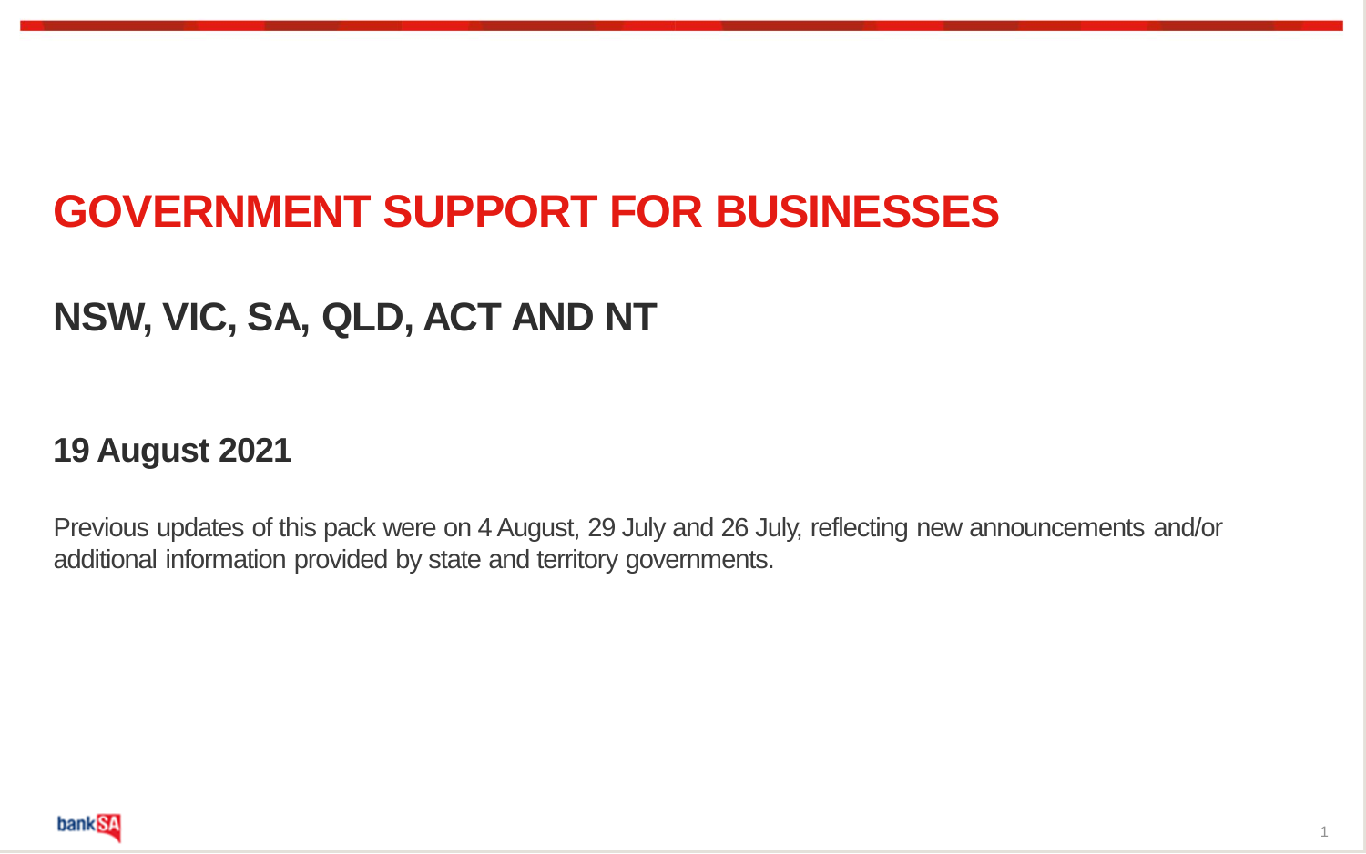# GOVERNMENT SUPPORT FOR BUSINESSES

## NSW, VIC, SA, QLD, ACT AND NT

### 19 August 2021

Previous updates of this pack were on 4 August, 29 July and 26 July, reflecting new announcements and/or additional information provided by state and territory governments.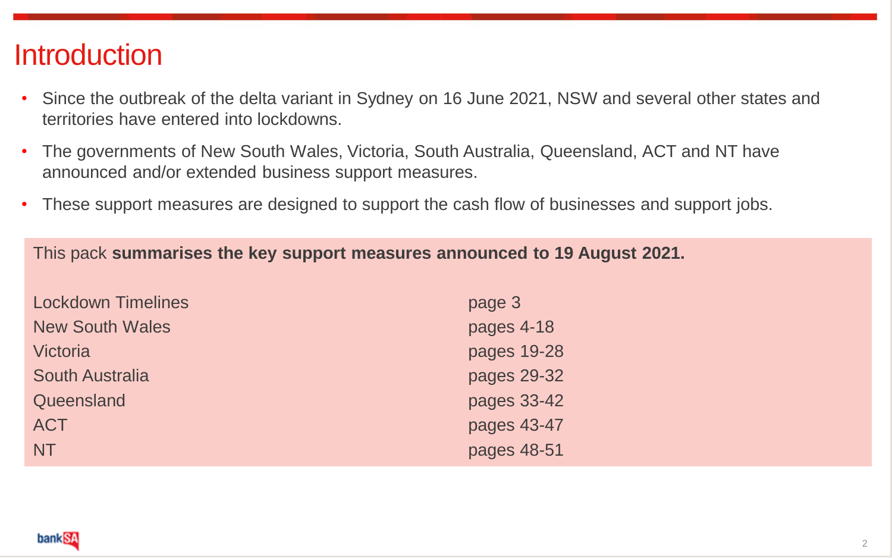# Introduction

- Since the outbreak of the delta variant in Sydney on 16 June 2021, NSW and several other states and territories have entered into lockdowns.
- The governments of New South Wales, Victoria, South Australia, Queensland, ACT and NT have announced and/or extended business support measures.
- These support measures are designed to support the cash flow of businesses and support jobs.

This pack **summarises the key support measures announced to 19 August 2021.**

| | |
|---|---|
| Lockdown Timelines | page 3 |
| New South Wales | pages 4-18 |
| Victoria | pages 19-28 |
| South Australia | pages 29-32 |
| Queensland | pages 33-42 |
| ACT | pages 43-47 |
| NT | pages 48-51 |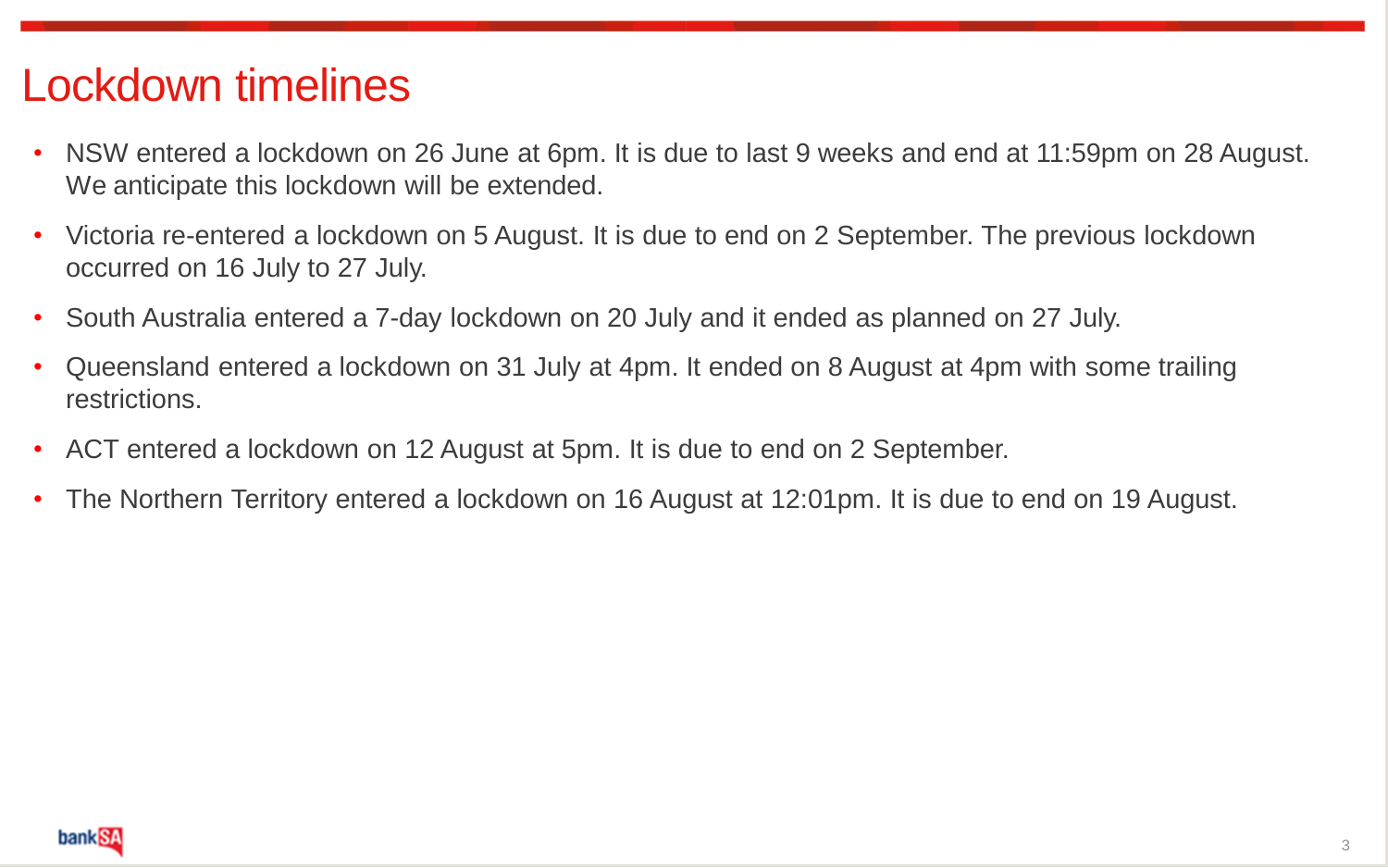# Lockdown timelines

- NSW entered a lockdown on 26 June at 6pm. It is due to last 9 weeks and end at 11:59pm on 28 August. We anticipate this lockdown will be extended.
- Victoria re-entered a lockdown on 5 August. It is due to end on 2 September. The previous lockdown occurred on 16 July to 27 July.
- South Australia entered a 7-day lockdown on 20 July and it ended as planned on 27 July.
- Queensland entered a lockdown on 31 July at 4pm. It ended on 8 August at 4pm with some trailing restrictions.
- ACT entered a lockdown on 12 August at 5pm. It is due to end on 2 September.
- The Northern Territory entered a lockdown on 16 August at 12:01pm. It is due to end on 19 August.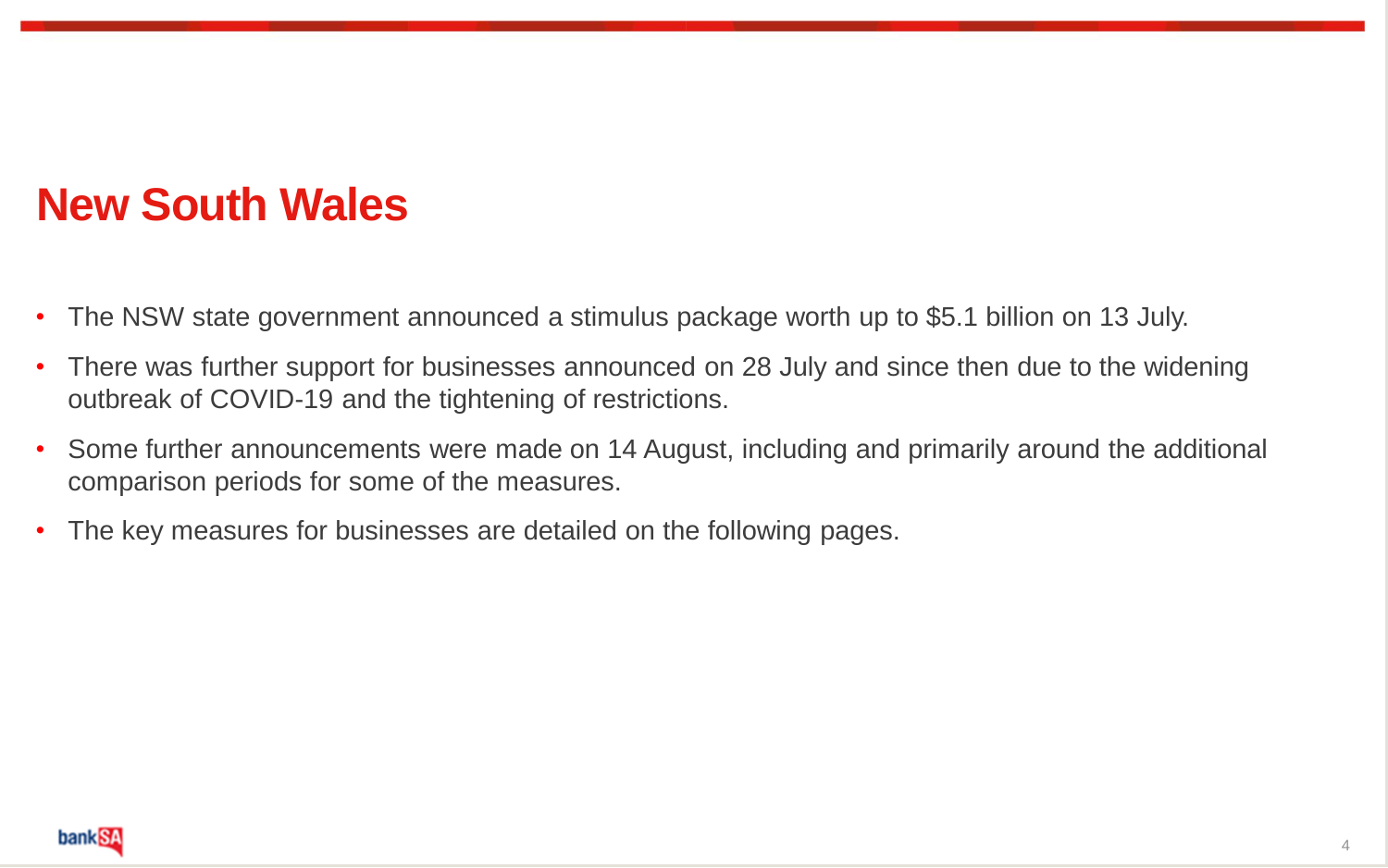# New South Wales

- The NSW state government announced a stimulus package worth up to $5.1 billion on 13 July.
- There was further support for businesses announced on 28 July and since then due to the widening outbreak of COVID-19 and the tightening of restrictions.
- Some further announcements were made on 14 August, including and primarily around the additional comparison periods for some of the measures.
- The key measures for businesses are detailed on the following pages.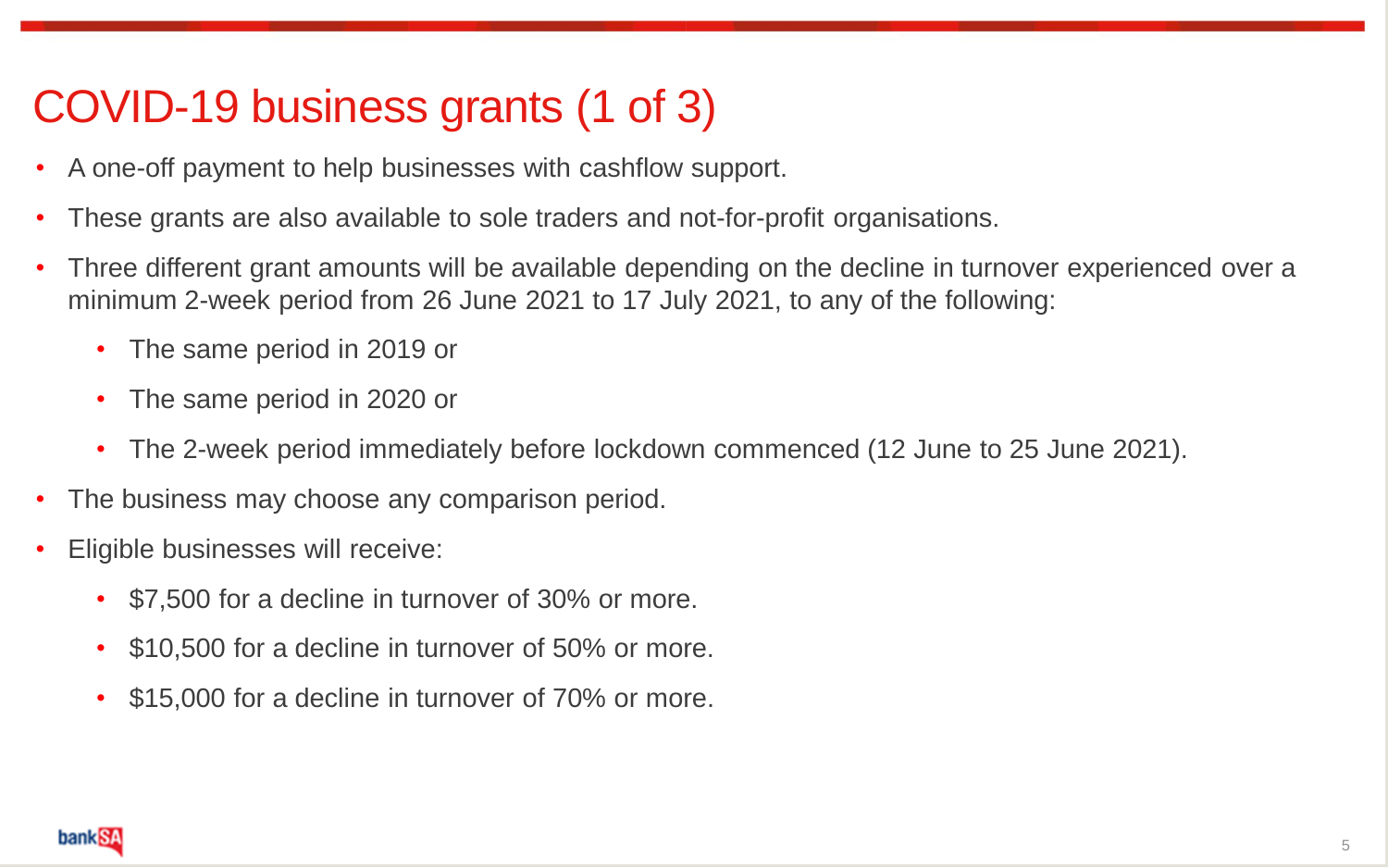# COVID-19 business grants (1 of 3)

- A one-off payment to help businesses with cashflow support.
- These grants are also available to sole traders and not-for-profit organisations.
- Three different grant amounts will be available depending on the decline in turnover experienced over a minimum 2-week period from 26 June 2021 to 17 July 2021, to any of the following:
  - The same period in 2019 or
  - The same period in 2020 or
  - The 2-week period immediately before lockdown commenced (12 June to 25 June 2021).
- The business may choose any comparison period.
- Eligible businesses will receive:
  - $7,500 for a decline in turnover of 30% or more.
  - $10,500 for a decline in turnover of 50% or more.
  - $15,000 for a decline in turnover of 70% or more.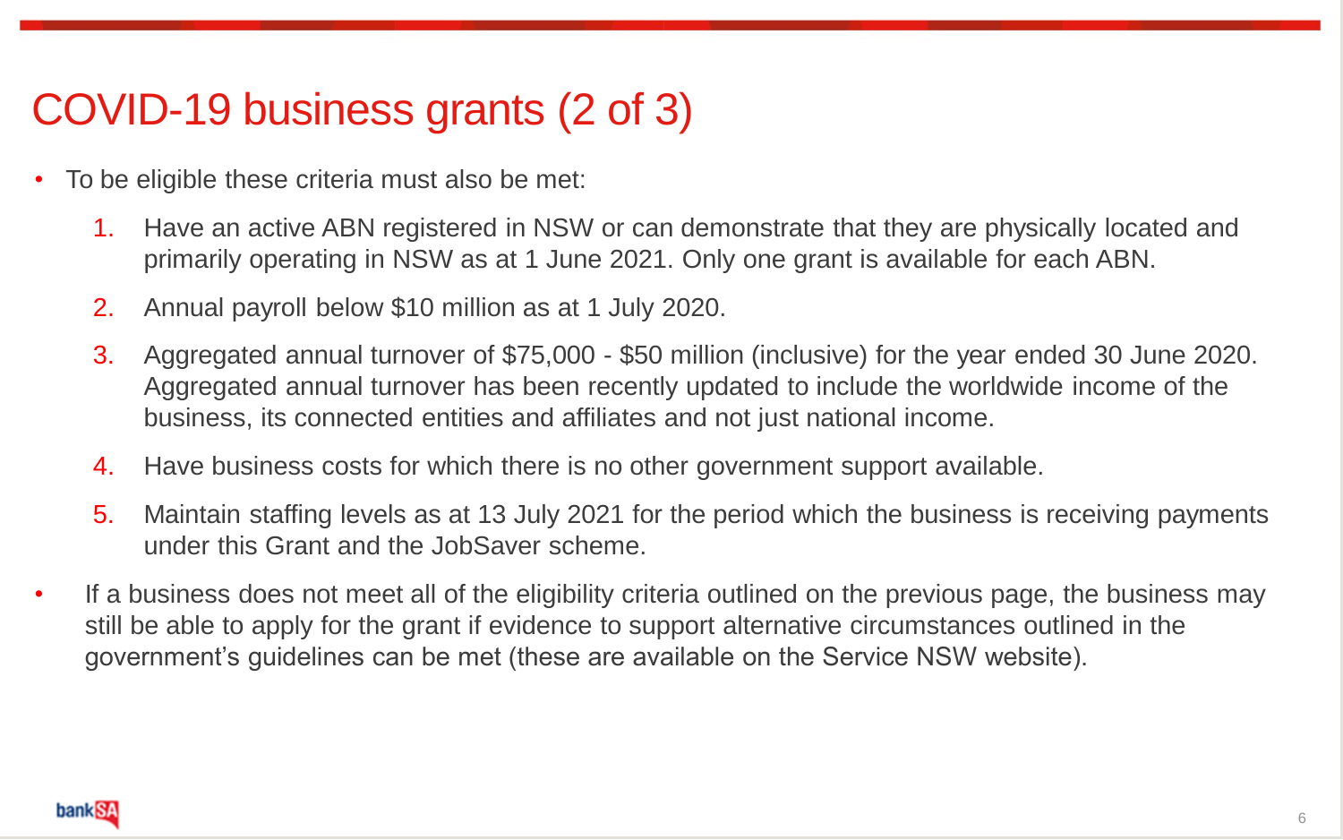# COVID-19 business grants (2 of 3)

- To be eligible these criteria must also be met:
  1. Have an active ABN registered in NSW or can demonstrate that they are physically located and primarily operating in NSW as at 1 June 2021. Only one grant is available for each ABN.
  2. Annual payroll below $10 million as at 1 July 2020.
  3. Aggregated annual turnover of $75,000 - $50 million (inclusive) for the year ended 30 June 2020. Aggregated annual turnover has been recently updated to include the worldwide income of the business, its connected entities and affiliates and not just national income.
  4. Have business costs for which there is no other government support available.
  5. Maintain staffing levels as at 13 July 2021 for the period which the business is receiving payments under this Grant and the JobSaver scheme.
- If a business does not meet all of the eligibility criteria outlined on the previous page, the business may still be able to apply for the grant if evidence to support alternative circumstances outlined in the government's guidelines can be met (these are available on the Service NSW website).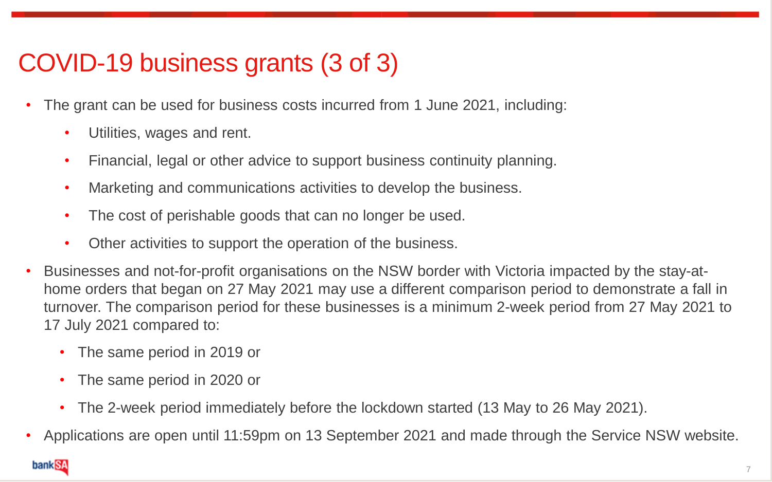# COVID-19 business grants (3 of 3)

- The grant can be used for business costs incurred from 1 June 2021, including:
  - Utilities, wages and rent.
  - Financial, legal or other advice to support business continuity planning.
  - Marketing and communications activities to develop the business.
  - The cost of perishable goods that can no longer be used.
  - Other activities to support the operation of the business.
- Businesses and not-for-profit organisations on the NSW border with Victoria impacted by the stay-at-home orders that began on 27 May 2021 may use a different comparison period to demonstrate a fall in turnover. The comparison period for these businesses is a minimum 2-week period from 27 May 2021 to 17 July 2021 compared to:
  - The same period in 2019 or
  - The same period in 2020 or
  - The 2-week period immediately before the lockdown started (13 May to 26 May 2021).
- Applications are open until 11:59pm on 13 September 2021 and made through the Service NSW website.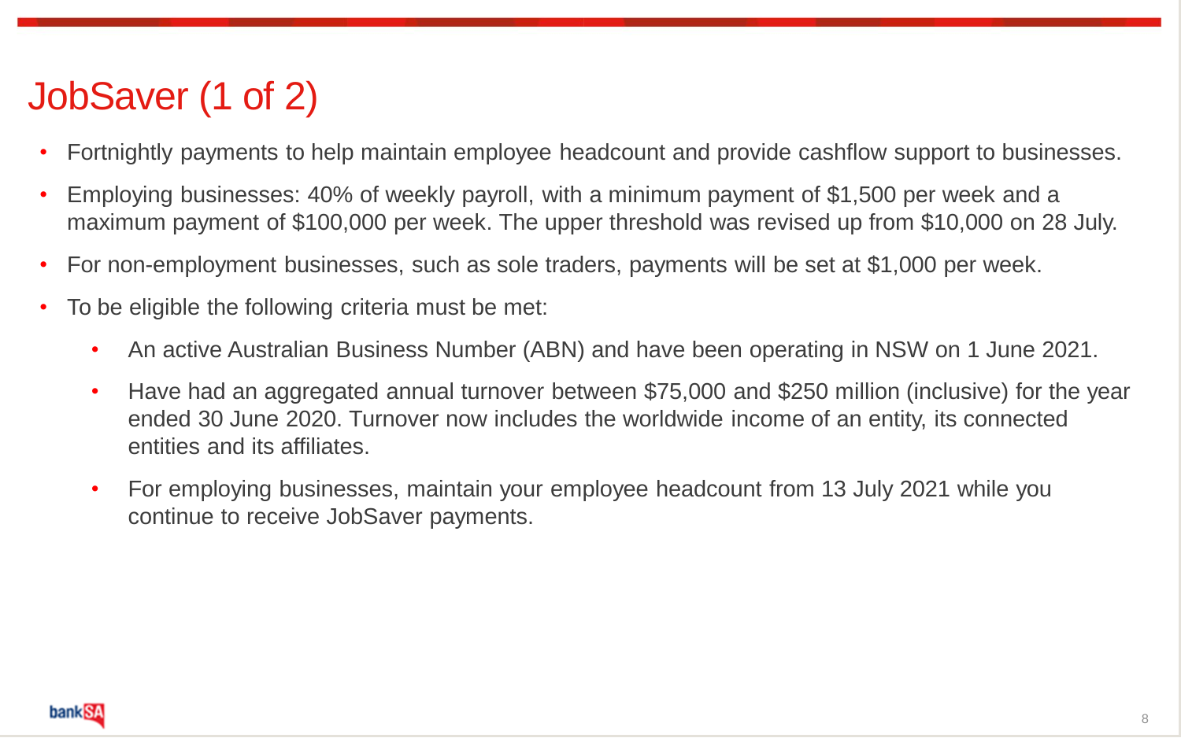# JobSaver (1 of 2)

- Fortnightly payments to help maintain employee headcount and provide cashflow support to businesses.
- Employing businesses: 40% of weekly payroll, with a minimum payment of $1,500 per week and a maximum payment of $100,000 per week. The upper threshold was revised up from $10,000 on 28 July.
- For non-employment businesses, such as sole traders, payments will be set at $1,000 per week.
- To be eligible the following criteria must be met:
  - An active Australian Business Number (ABN) and have been operating in NSW on 1 June 2021.
  - Have had an aggregated annual turnover between $75,000 and $250 million (inclusive) for the year ended 30 June 2020. Turnover now includes the worldwide income of an entity, its connected entities and its affiliates.
  - For employing businesses, maintain your employee headcount from 13 July 2021 while you continue to receive JobSaver payments.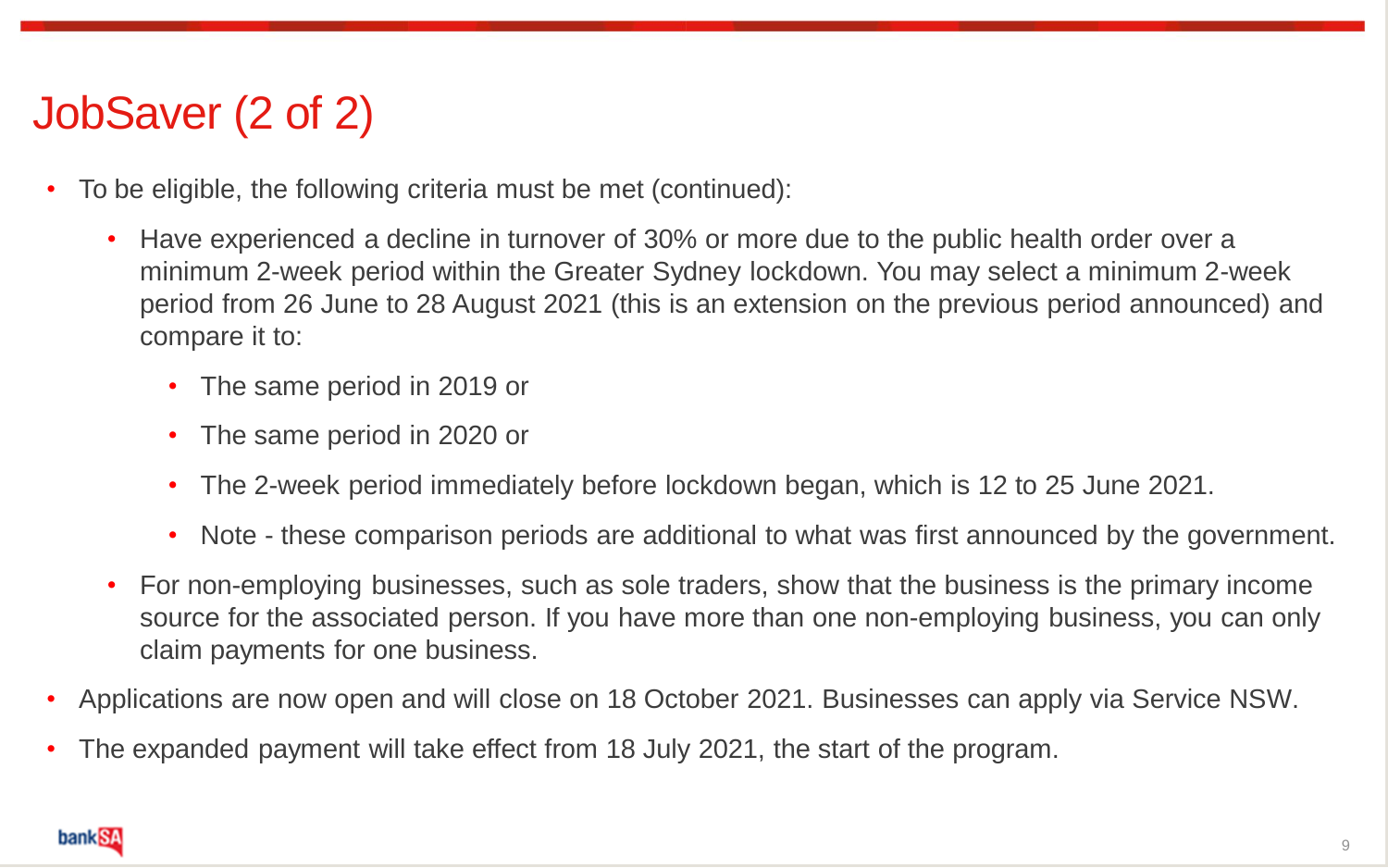# JobSaver (2 of 2)

- To be eligible, the following criteria must be met (continued):
  - Have experienced a decline in turnover of 30% or more due to the public health order over a minimum 2-week period within the Greater Sydney lockdown. You may select a minimum 2-week period from 26 June to 28 August 2021 (this is an extension on the previous period announced) and compare it to:
    - The same period in 2019 or
    - The same period in 2020 or
    - The 2-week period immediately before lockdown began, which is 12 to 25 June 2021.
    - Note - these comparison periods are additional to what was first announced by the government.
  - For non-employing businesses, such as sole traders, show that the business is the primary income source for the associated person. If you have more than one non-employing business, you can only claim payments for one business.
- Applications are now open and will close on 18 October 2021. Businesses can apply via Service NSW.
- The expanded payment will take effect from 18 July 2021, the start of the program.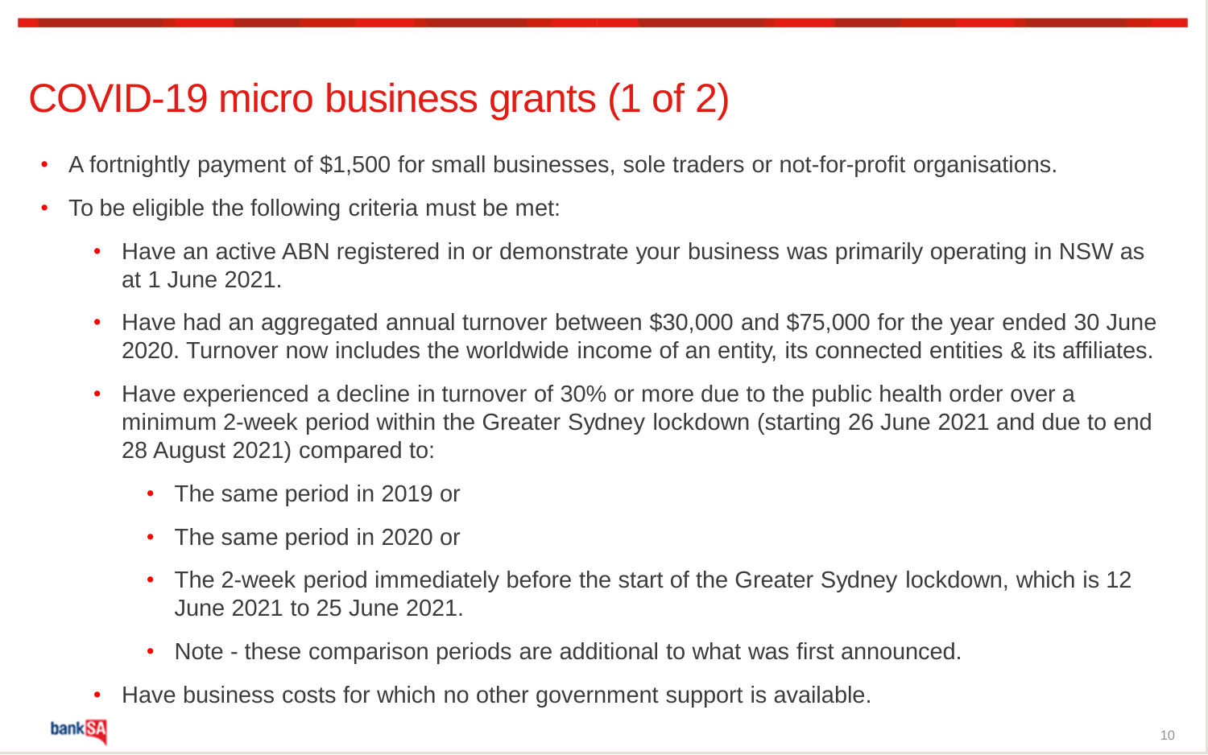# COVID-19 micro business grants (1 of 2)

- A fortnightly payment of $1,500 for small businesses, sole traders or not-for-profit organisations.
- To be eligible the following criteria must be met:
  - Have an active ABN registered in or demonstrate your business was primarily operating in NSW as at 1 June 2021.
  - Have had an aggregated annual turnover between $30,000 and $75,000 for the year ended 30 June 2020. Turnover now includes the worldwide income of an entity, its connected entities & its affiliates.
  - Have experienced a decline in turnover of 30% or more due to the public health order over a minimum 2-week period within the Greater Sydney lockdown (starting 26 June 2021 and due to end 28 August 2021) compared to:
    - The same period in 2019 or
    - The same period in 2020 or
    - The 2-week period immediately before the start of the Greater Sydney lockdown, which is 12 June 2021 to 25 June 2021.
    - Note - these comparison periods are additional to what was first announced.
  - Have business costs for which no other government support is available.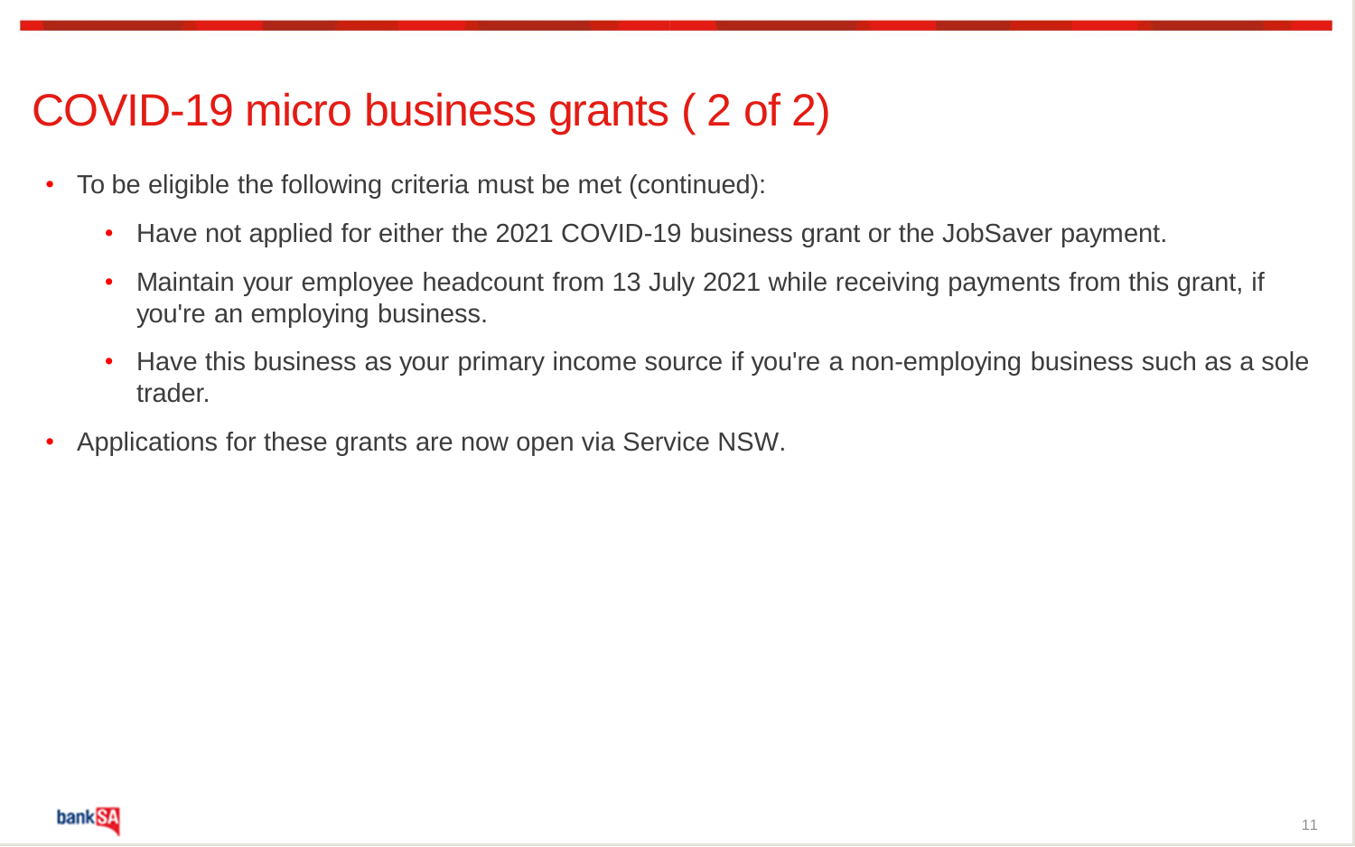# COVID-19 micro business grants ( 2 of 2)

- To be eligible the following criteria must be met (continued):
  - Have not applied for either the 2021 COVID-19 business grant or the JobSaver payment.
  - Maintain your employee headcount from 13 July 2021 while receiving payments from this grant, if you're an employing business.
  - Have this business as your primary income source if you're a non-employing business such as a sole trader.
- Applications for these grants are now open via Service NSW.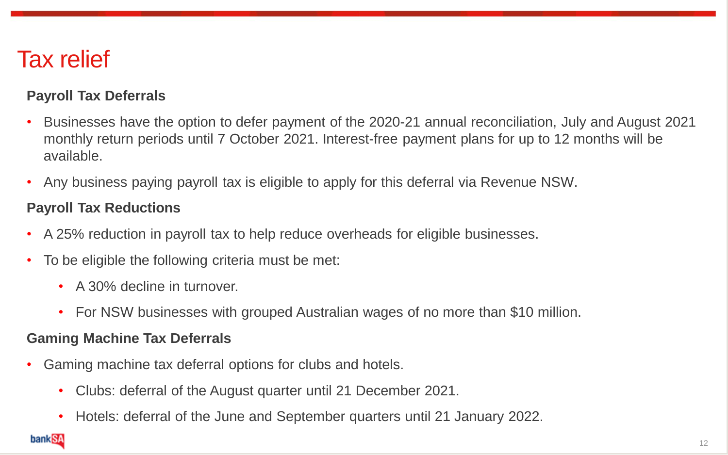# Tax relief

### Payroll Tax Deferrals

- Businesses have the option to defer payment of the 2020-21 annual reconciliation, July and August 2021 monthly return periods until 7 October 2021. Interest-free payment plans for up to 12 months will be available.
- Any business paying payroll tax is eligible to apply for this deferral via Revenue NSW.

### Payroll Tax Reductions

- A 25% reduction in payroll tax to help reduce overheads for eligible businesses.
- To be eligible the following criteria must be met:
  - A 30% decline in turnover.
  - For NSW businesses with grouped Australian wages of no more than $10 million.

### Gaming Machine Tax Deferrals

- Gaming machine tax deferral options for clubs and hotels.
  - Clubs: deferral of the August quarter until 21 December 2021.
  - Hotels: deferral of the June and September quarters until 21 January 2022.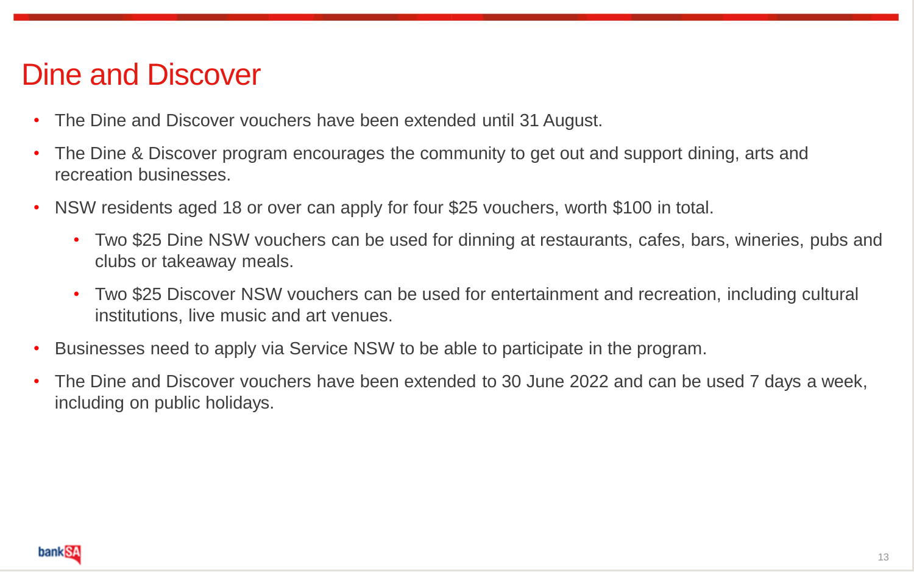# Dine and Discover

- The Dine and Discover vouchers have been extended until 31 August.
- The Dine & Discover program encourages the community to get out and support dining, arts and recreation businesses.
- NSW residents aged 18 or over can apply for four $25 vouchers, worth $100 in total.
  - Two $25 Dine NSW vouchers can be used for dinning at restaurants, cafes, bars, wineries, pubs and clubs or takeaway meals.
  - Two $25 Discover NSW vouchers can be used for entertainment and recreation, including cultural institutions, live music and art venues.
- Businesses need to apply via Service NSW to be able to participate in the program.
- The Dine and Discover vouchers have been extended to 30 June 2022 and can be used 7 days a week, including on public holidays.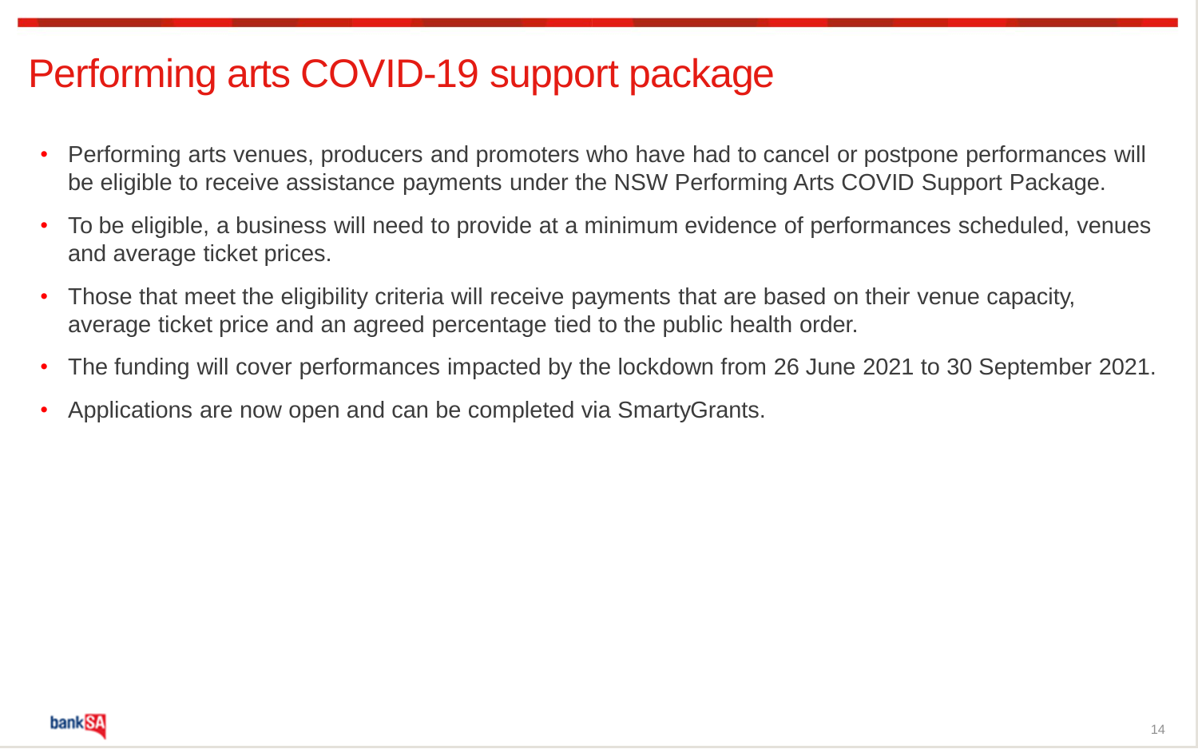# Performing arts COVID-19 support package

- Performing arts venues, producers and promoters who have had to cancel or postpone performances will be eligible to receive assistance payments under the NSW Performing Arts COVID Support Package.
- To be eligible, a business will need to provide at a minimum evidence of performances scheduled, venues and average ticket prices.
- Those that meet the eligibility criteria will receive payments that are based on their venue capacity, average ticket price and an agreed percentage tied to the public health order.
- The funding will cover performances impacted by the lockdown from 26 June 2021 to 30 September 2021.
- Applications are now open and can be completed via SmartyGrants.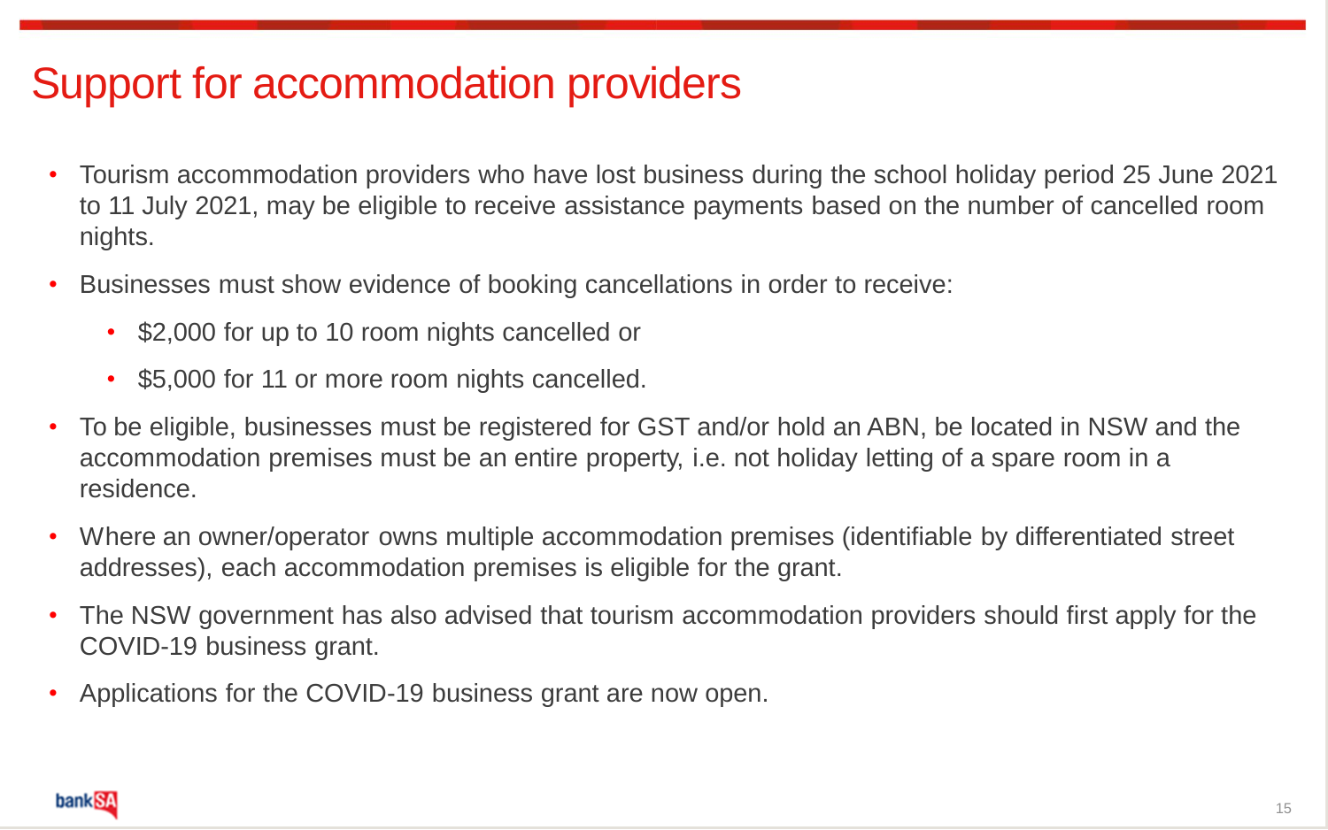# Support for accommodation providers

- Tourism accommodation providers who have lost business during the school holiday period 25 June 2021 to 11 July 2021, may be eligible to receive assistance payments based on the number of cancelled room nights.
- Businesses must show evidence of booking cancellations in order to receive:
  - $2,000 for up to 10 room nights cancelled or
  - $5,000 for 11 or more room nights cancelled.
- To be eligible, businesses must be registered for GST and/or hold an ABN, be located in NSW and the accommodation premises must be an entire property, i.e. not holiday letting of a spare room in a residence.
- Where an owner/operator owns multiple accommodation premises (identifiable by differentiated street addresses), each accommodation premises is eligible for the grant.
- The NSW government has also advised that tourism accommodation providers should first apply for the COVID-19 business grant.
- Applications for the COVID-19 business grant are now open.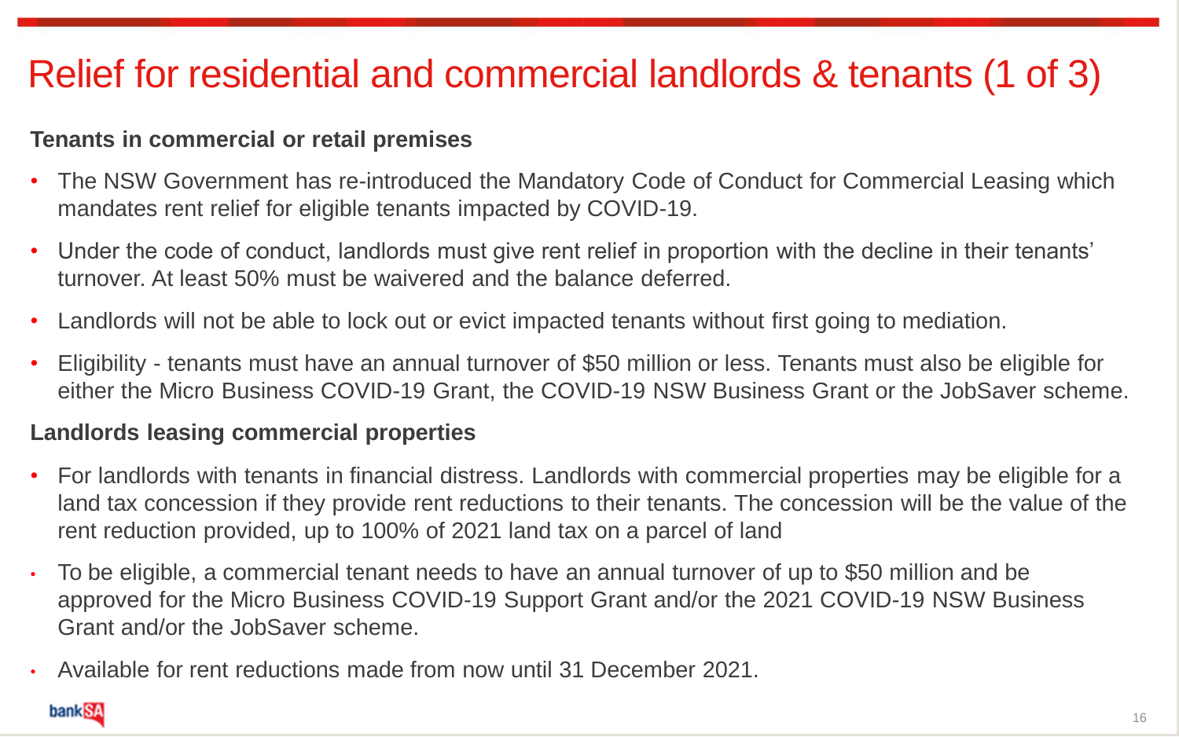# Relief for residential and commercial landlords & tenants (1 of 3)

**Tenants in commercial or retail premises**

- The NSW Government has re-introduced the Mandatory Code of Conduct for Commercial Leasing which mandates rent relief for eligible tenants impacted by COVID-19.
- Under the code of conduct, landlords must give rent relief in proportion with the decline in their tenants' turnover. At least 50% must be waivered and the balance deferred.
- Landlords will not be able to lock out or evict impacted tenants without first going to mediation.
- Eligibility - tenants must have an annual turnover of $50 million or less. Tenants must also be eligible for either the Micro Business COVID-19 Grant, the COVID-19 NSW Business Grant or the JobSaver scheme.

**Landlords leasing commercial properties**

- For landlords with tenants in financial distress. Landlords with commercial properties may be eligible for a land tax concession if they provide rent reductions to their tenants. The concession will be the value of the rent reduction provided, up to 100% of 2021 land tax on a parcel of land
- To be eligible, a commercial tenant needs to have an annual turnover of up to $50 million and be approved for the Micro Business COVID-19 Support Grant and/or the 2021 COVID-19 NSW Business Grant and/or the JobSaver scheme.
- Available for rent reductions made from now until 31 December 2021.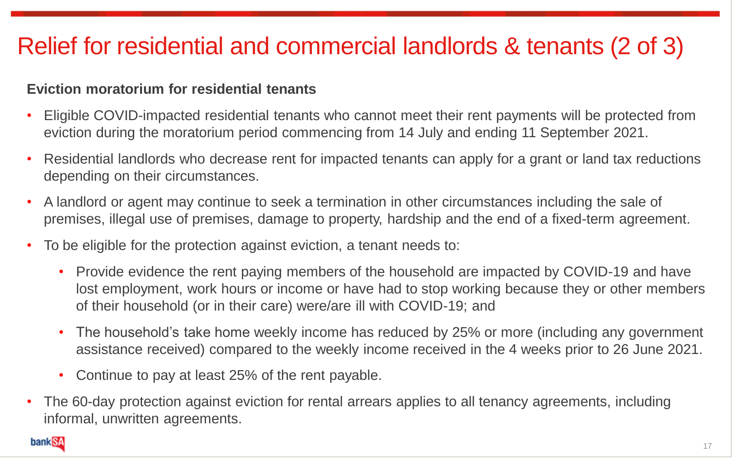# Relief for residential and commercial landlords & tenants (2 of 3)

**Eviction moratorium for residential tenants**

- Eligible COVID-impacted residential tenants who cannot meet their rent payments will be protected from eviction during the moratorium period commencing from 14 July and ending 11 September 2021.
- Residential landlords who decrease rent for impacted tenants can apply for a grant or land tax reductions depending on their circumstances.
- A landlord or agent may continue to seek a termination in other circumstances including the sale of premises, illegal use of premises, damage to property, hardship and the end of a fixed-term agreement.
- To be eligible for the protection against eviction, a tenant needs to:
  - Provide evidence the rent paying members of the household are impacted by COVID-19 and have lost employment, work hours or income or have had to stop working because they or other members of their household (or in their care) were/are ill with COVID-19; and
  - The household's take home weekly income has reduced by 25% or more (including any government assistance received) compared to the weekly income received in the 4 weeks prior to 26 June 2021.
  - Continue to pay at least 25% of the rent payable.
- The 60-day protection against eviction for rental arrears applies to all tenancy agreements, including informal, unwritten agreements.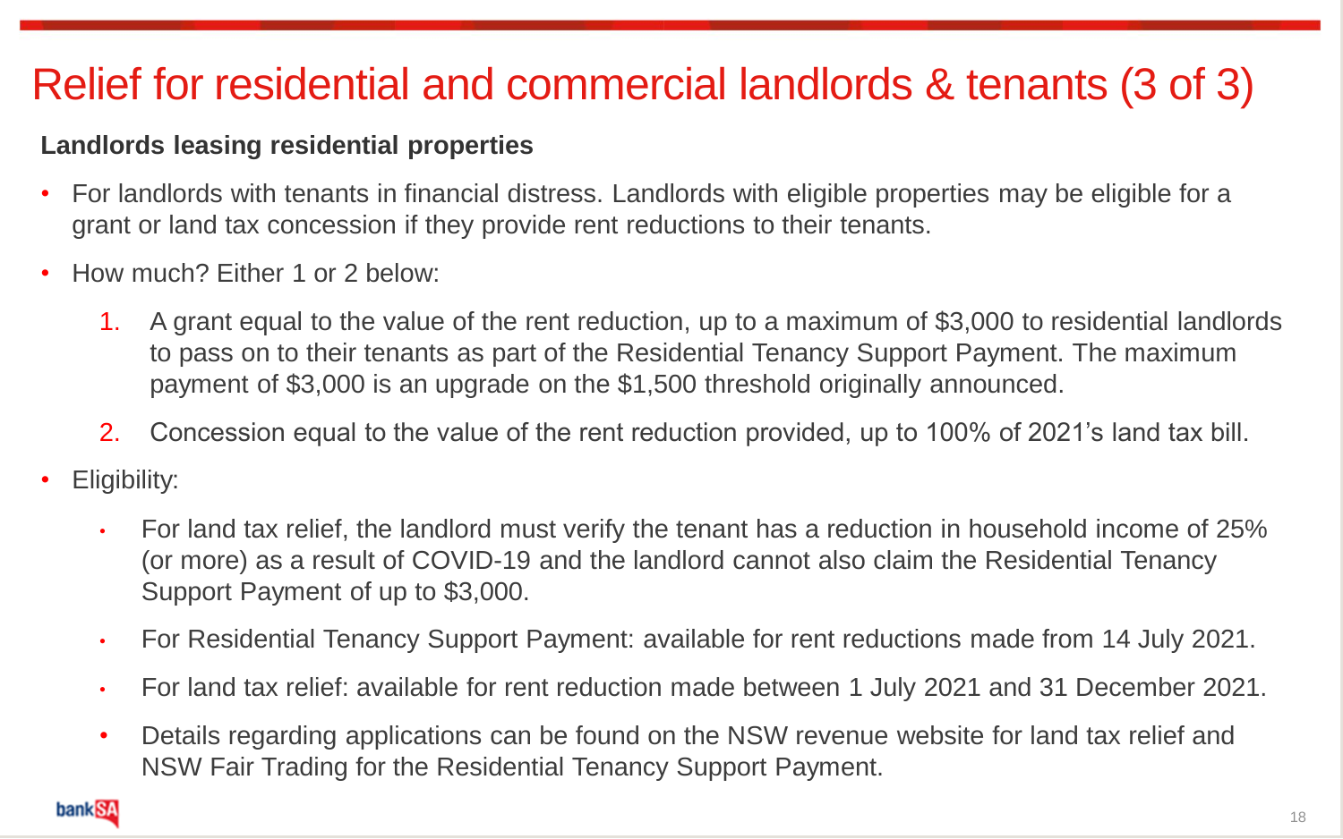# Relief for residential and commercial landlords & tenants (3 of 3)

**Landlords leasing residential properties**

- For landlords with tenants in financial distress. Landlords with eligible properties may be eligible for a grant or land tax concession if they provide rent reductions to their tenants.
- How much? Either 1 or 2 below:
    1. A grant equal to the value of the rent reduction, up to a maximum of $3,000 to residential landlords to pass on to their tenants as part of the Residential Tenancy Support Payment. The maximum payment of $3,000 is an upgrade on the $1,500 threshold originally announced.
    2. Concession equal to the value of the rent reduction provided, up to 100% of 2021's land tax bill.
- Eligibility:
    - For land tax relief, the landlord must verify the tenant has a reduction in household income of 25% (or more) as a result of COVID-19 and the landlord cannot also claim the Residential Tenancy Support Payment of up to $3,000.
    - For Residential Tenancy Support Payment: available for rent reductions made from 14 July 2021.
    - For land tax relief: available for rent reduction made between 1 July 2021 and 31 December 2021.
    - Details regarding applications can be found on the NSW revenue website for land tax relief and NSW Fair Trading for the Residential Tenancy Support Payment.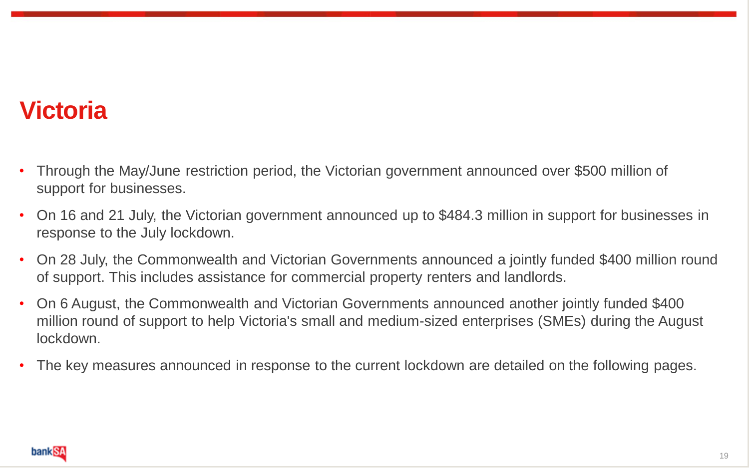# Victoria

- Through the May/June restriction period, the Victorian government announced over $500 million of support for businesses.
- On 16 and 21 July, the Victorian government announced up to $484.3 million in support for businesses in response to the July lockdown.
- On 28 July, the Commonwealth and Victorian Governments announced a jointly funded $400 million round of support. This includes assistance for commercial property renters and landlords.
- On 6 August, the Commonwealth and Victorian Governments announced another jointly funded $400 million round of support to help Victoria's small and medium-sized enterprises (SMEs) during the August lockdown.
- The key measures announced in response to the current lockdown are detailed on the following pages.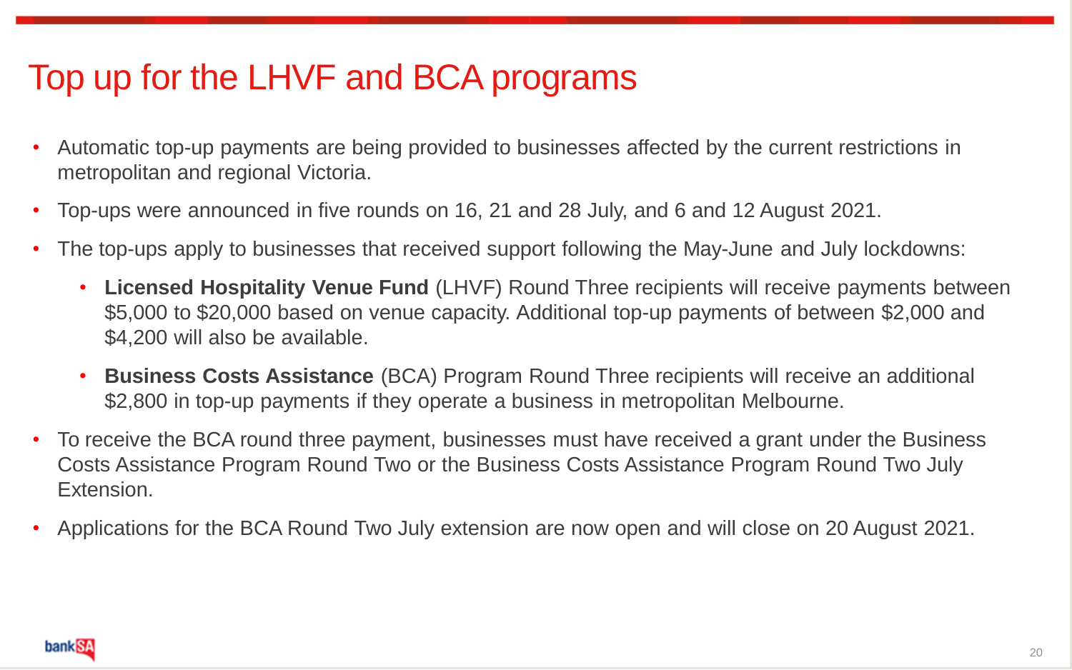# Top up for the LHVF and BCA programs

- Automatic top-up payments are being provided to businesses affected by the current restrictions in metropolitan and regional Victoria.
- Top-ups were announced in five rounds on 16, 21 and 28 July, and 6 and 12 August 2021.
- The top-ups apply to businesses that received support following the May-June and July lockdowns:
  - **Licensed Hospitality Venue Fund** (LHVF) Round Three recipients will receive payments between $5,000 to $20,000 based on venue capacity. Additional top-up payments of between $2,000 and $4,200 will also be available.
  - **Business Costs Assistance** (BCA) Program Round Three recipients will receive an additional $2,800 in top-up payments if they operate a business in metropolitan Melbourne.
- To receive the BCA round three payment, businesses must have received a grant under the Business Costs Assistance Program Round Two or the Business Costs Assistance Program Round Two July Extension.
- Applications for the BCA Round Two July extension are now open and will close on 20 August 2021.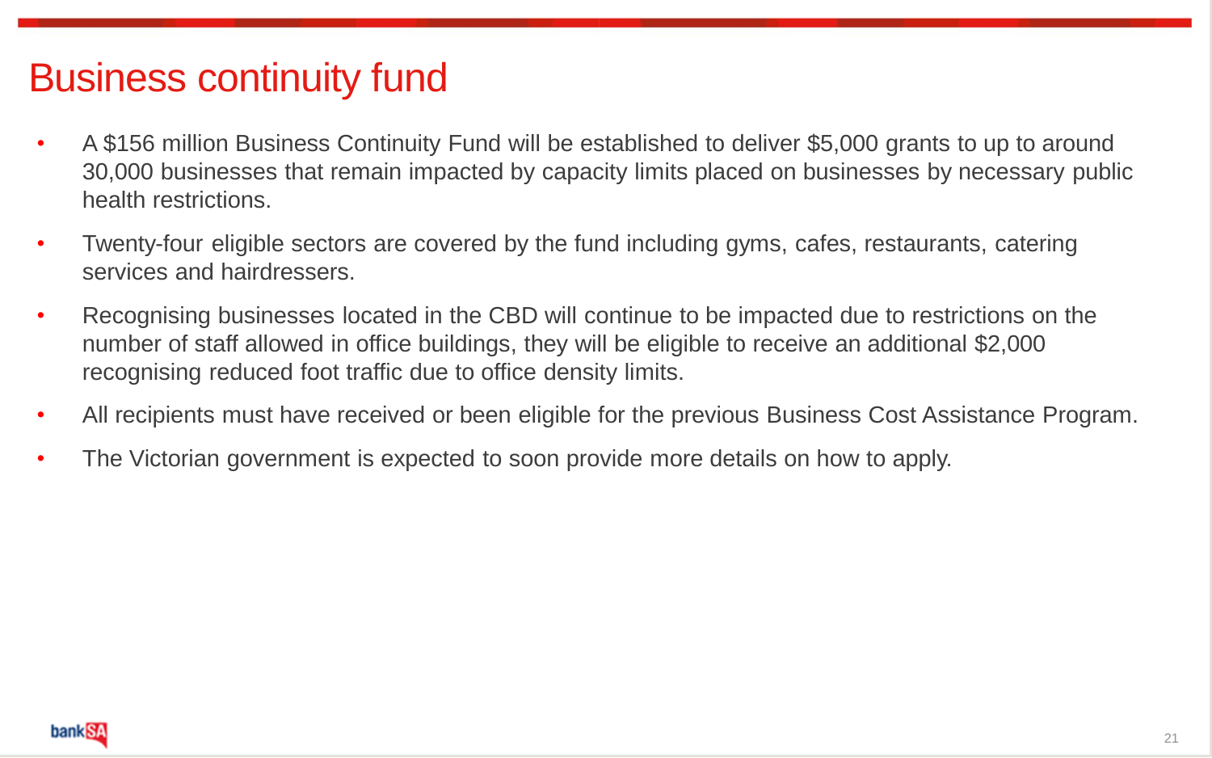# Business continuity fund

- A $156 million Business Continuity Fund will be established to deliver $5,000 grants to up to around 30,000 businesses that remain impacted by capacity limits placed on businesses by necessary public health restrictions.
- Twenty-four eligible sectors are covered by the fund including gyms, cafes, restaurants, catering services and hairdressers.
- Recognising businesses located in the CBD will continue to be impacted due to restrictions on the number of staff allowed in office buildings, they will be eligible to receive an additional $2,000 recognising reduced foot traffic due to office density limits.
- All recipients must have received or been eligible for the previous Business Cost Assistance Program.
- The Victorian government is expected to soon provide more details on how to apply.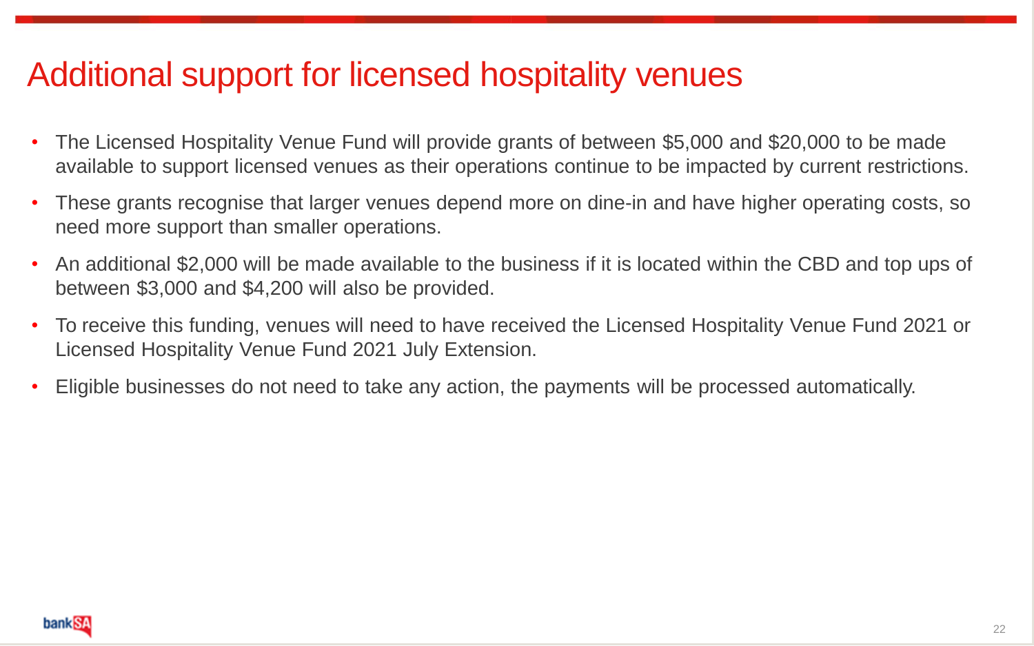# Additional support for licensed hospitality venues

- The Licensed Hospitality Venue Fund will provide grants of between $5,000 and $20,000 to be made available to support licensed venues as their operations continue to be impacted by current restrictions.
- These grants recognise that larger venues depend more on dine-in and have higher operating costs, so need more support than smaller operations.
- An additional $2,000 will be made available to the business if it is located within the CBD and top ups of between $3,000 and $4,200 will also be provided.
- To receive this funding, venues will need to have received the Licensed Hospitality Venue Fund 2021 or Licensed Hospitality Venue Fund 2021 July Extension.
- Eligible businesses do not need to take any action, the payments will be processed automatically.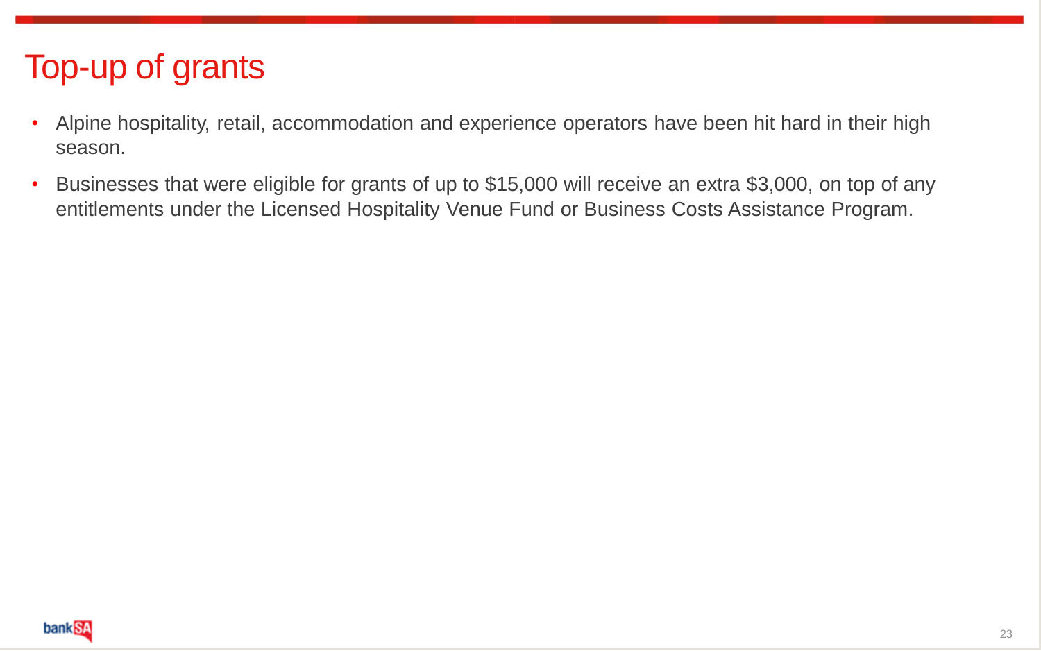# Top-up of grants

- Alpine hospitality, retail, accommodation and experience operators have been hit hard in their high season.
- Businesses that were eligible for grants of up to $15,000 will receive an extra $3,000, on top of any entitlements under the Licensed Hospitality Venue Fund or Business Costs Assistance Program.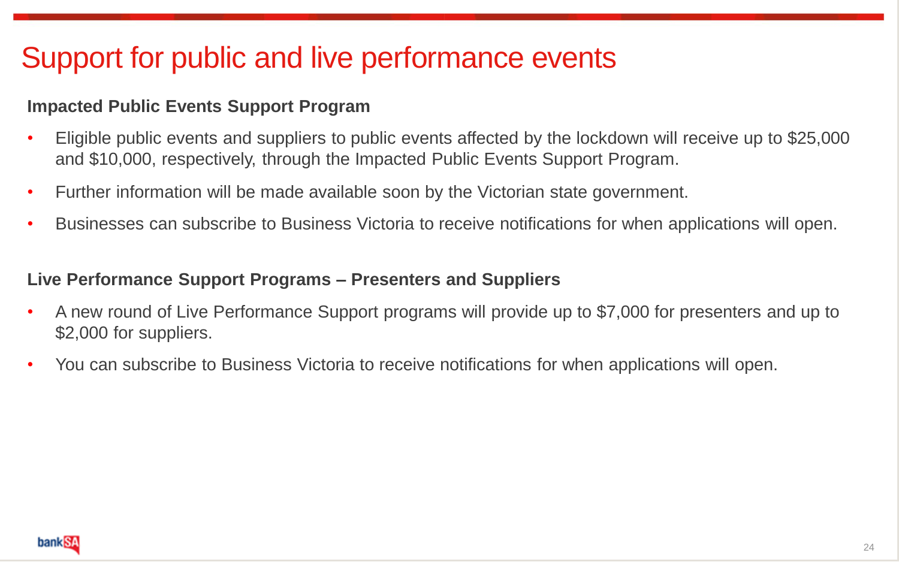# Support for public and live performance events

**Impacted Public Events Support Program**

- Eligible public events and suppliers to public events affected by the lockdown will receive up to $25,000 and $10,000, respectively, through the Impacted Public Events Support Program.
- Further information will be made available soon by the Victorian state government.
- Businesses can subscribe to Business Victoria to receive notifications for when applications will open.

**Live Performance Support Programs – Presenters and Suppliers**

- A new round of Live Performance Support programs will provide up to $7,000 for presenters and up to $2,000 for suppliers.
- You can subscribe to Business Victoria to receive notifications for when applications will open.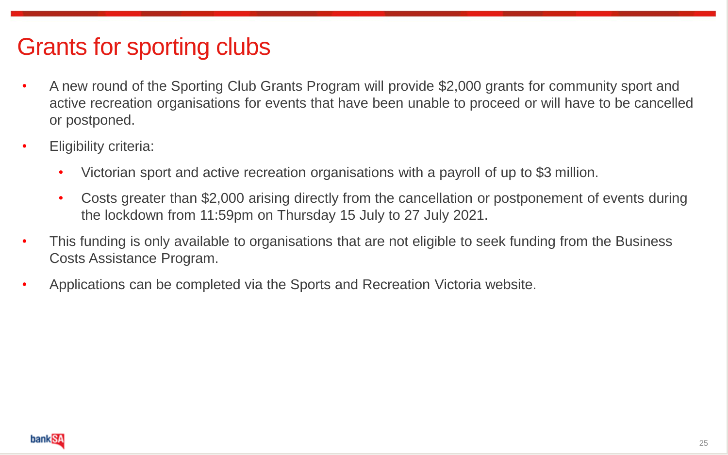# Grants for sporting clubs

- A new round of the Sporting Club Grants Program will provide $2,000 grants for community sport and active recreation organisations for events that have been unable to proceed or will have to be cancelled or postponed.
- Eligibility criteria:
  - Victorian sport and active recreation organisations with a payroll of up to $3 million.
  - Costs greater than $2,000 arising directly from the cancellation or postponement of events during the lockdown from 11:59pm on Thursday 15 July to 27 July 2021.
- This funding is only available to organisations that are not eligible to seek funding from the Business Costs Assistance Program.
- Applications can be completed via the Sports and Recreation Victoria website.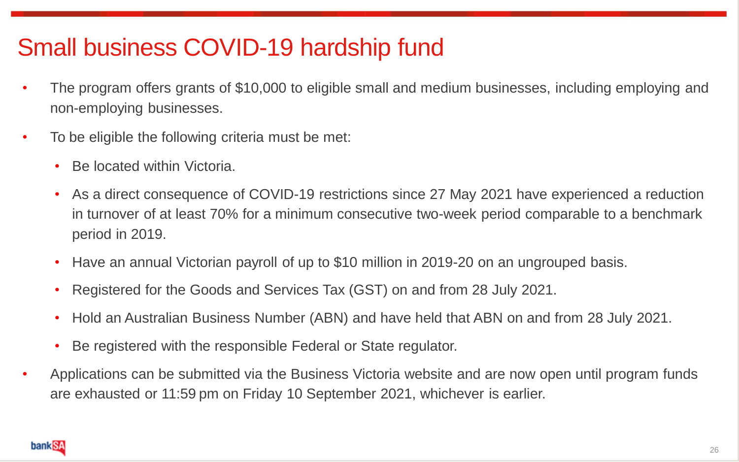# Small business COVID-19 hardship fund

- The program offers grants of $10,000 to eligible small and medium businesses, including employing and non-employing businesses.
- To be eligible the following criteria must be met:
  - Be located within Victoria.
  - As a direct consequence of COVID-19 restrictions since 27 May 2021 have experienced a reduction in turnover of at least 70% for a minimum consecutive two-week period comparable to a benchmark period in 2019.
  - Have an annual Victorian payroll of up to $10 million in 2019-20 on an ungrouped basis.
  - Registered for the Goods and Services Tax (GST) on and from 28 July 2021.
  - Hold an Australian Business Number (ABN) and have held that ABN on and from 28 July 2021.
  - Be registered with the responsible Federal or State regulator.
- Applications can be submitted via the Business Victoria website and are now open until program funds are exhausted or 11:59 pm on Friday 10 September 2021, whichever is earlier.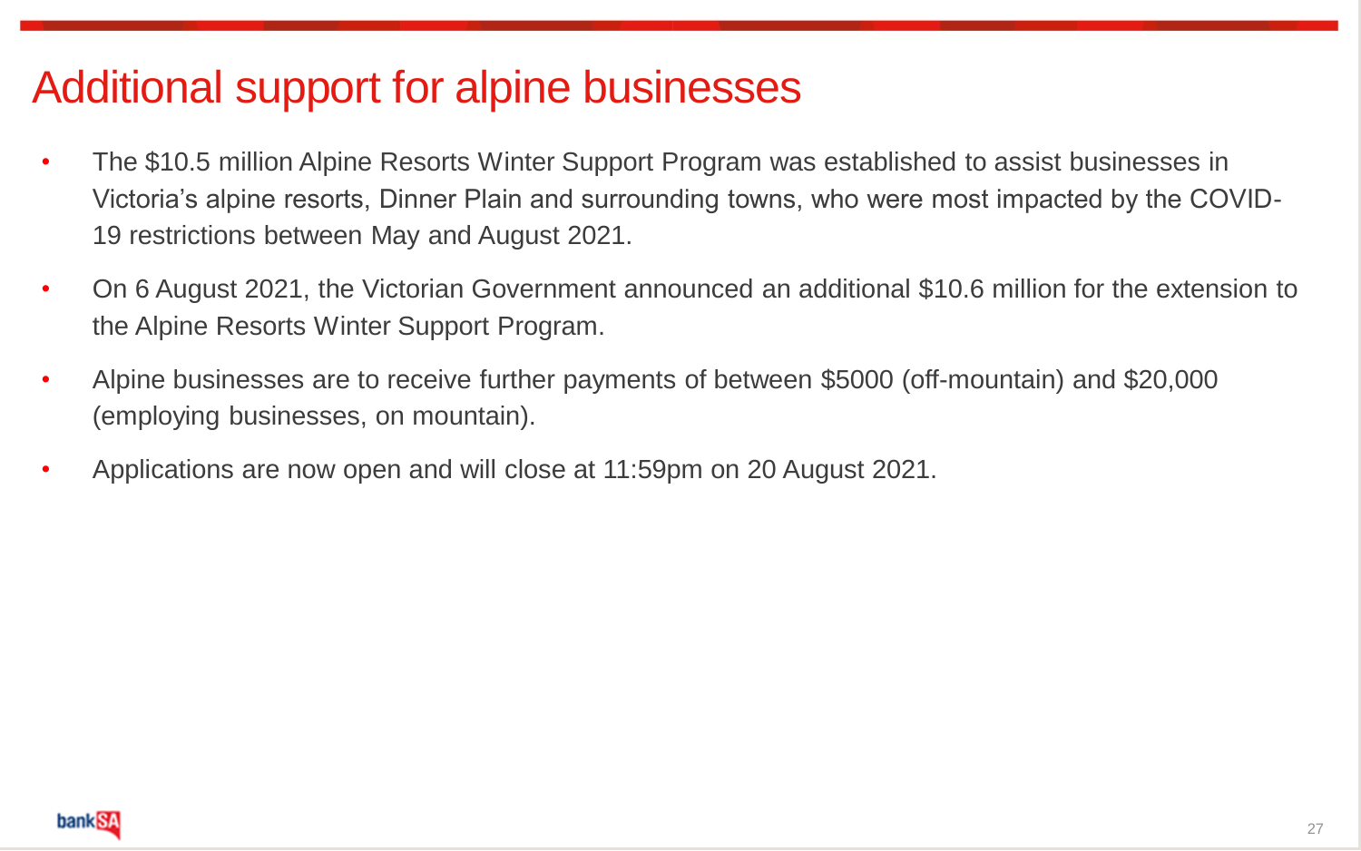# Additional support for alpine businesses

- The $10.5 million Alpine Resorts Winter Support Program was established to assist businesses in Victoria's alpine resorts, Dinner Plain and surrounding towns, who were most impacted by the COVID-19 restrictions between May and August 2021.
- On 6 August 2021, the Victorian Government announced an additional $10.6 million for the extension to the Alpine Resorts Winter Support Program.
- Alpine businesses are to receive further payments of between $5000 (off-mountain) and $20,000 (employing businesses, on mountain).
- Applications are now open and will close at 11:59pm on 20 August 2021.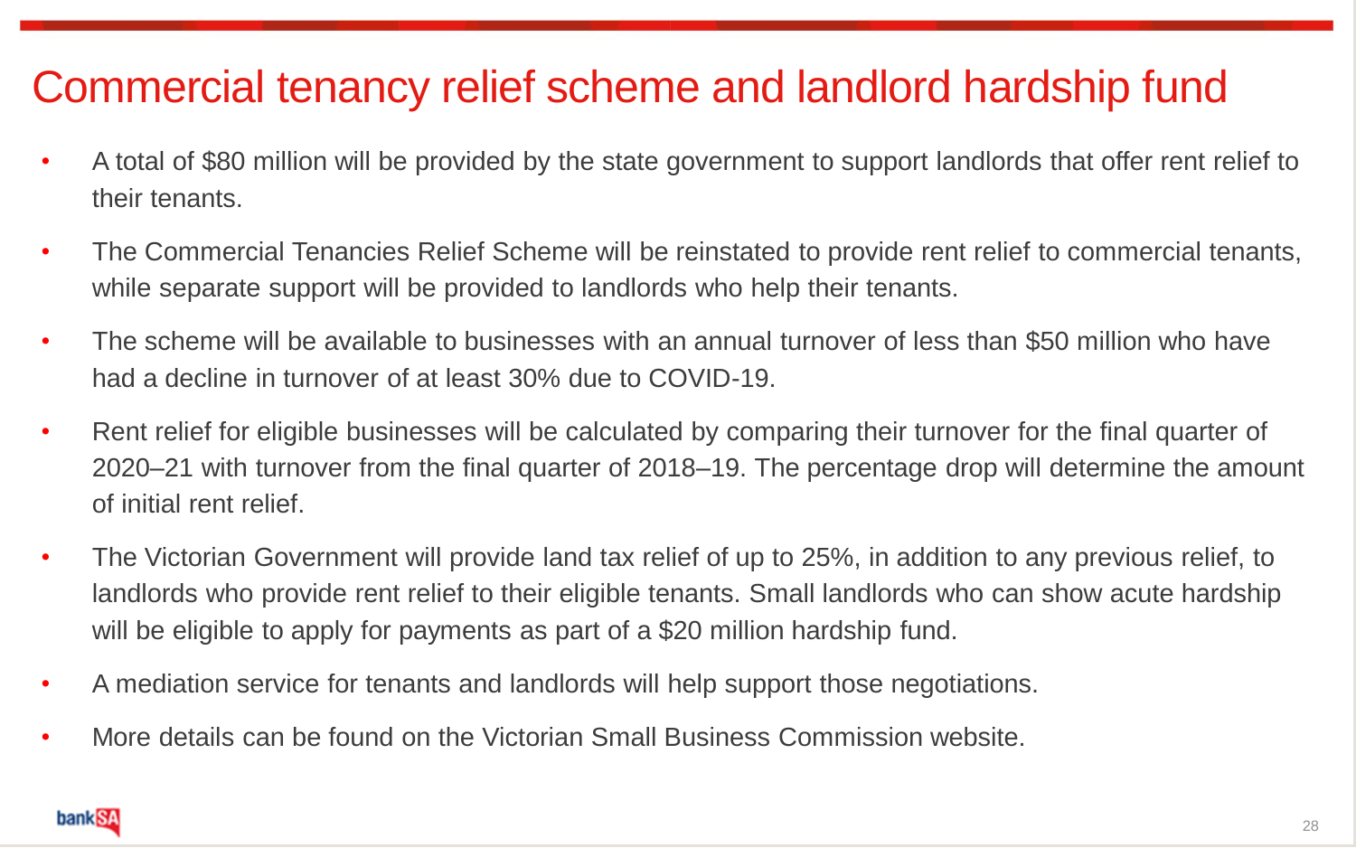# Commercial tenancy relief scheme and landlord hardship fund

- A total of $80 million will be provided by the state government to support landlords that offer rent relief to their tenants.
- The Commercial Tenancies Relief Scheme will be reinstated to provide rent relief to commercial tenants, while separate support will be provided to landlords who help their tenants.
- The scheme will be available to businesses with an annual turnover of less than $50 million who have had a decline in turnover of at least 30% due to COVID-19.
- Rent relief for eligible businesses will be calculated by comparing their turnover for the final quarter of 2020–21 with turnover from the final quarter of 2018–19. The percentage drop will determine the amount of initial rent relief.
- The Victorian Government will provide land tax relief of up to 25%, in addition to any previous relief, to landlords who provide rent relief to their eligible tenants. Small landlords who can show acute hardship will be eligible to apply for payments as part of a $20 million hardship fund.
- A mediation service for tenants and landlords will help support those negotiations.
- More details can be found on the Victorian Small Business Commission website.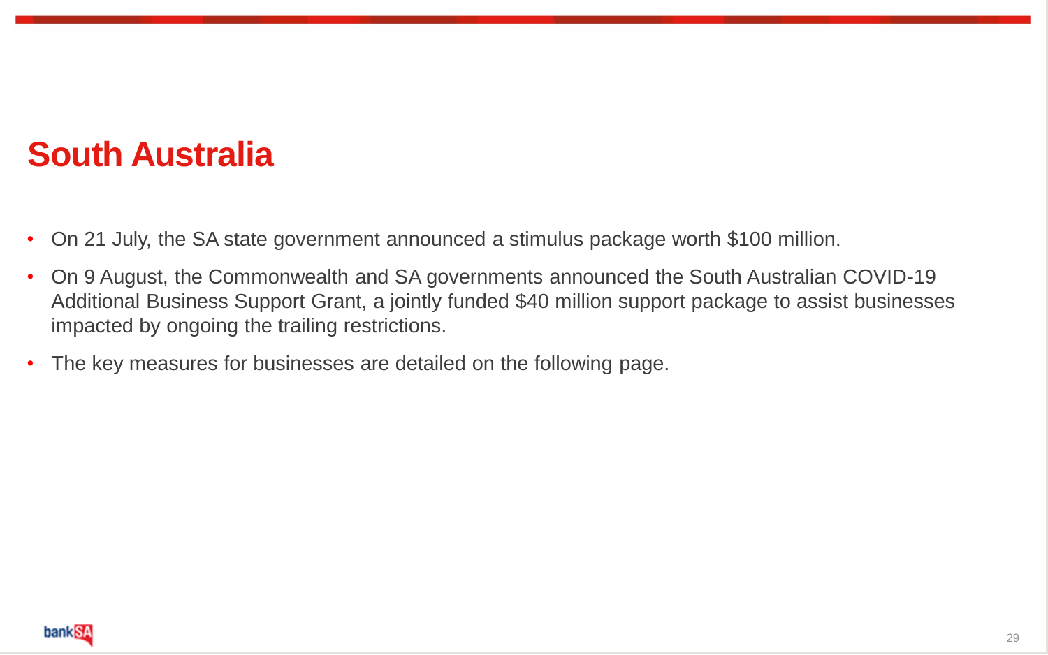# South Australia

- On 21 July, the SA state government announced a stimulus package worth $100 million.
- On 9 August, the Commonwealth and SA governments announced the South Australian COVID-19 Additional Business Support Grant, a jointly funded $40 million support package to assist businesses impacted by ongoing the trailing restrictions.
- The key measures for businesses are detailed on the following page.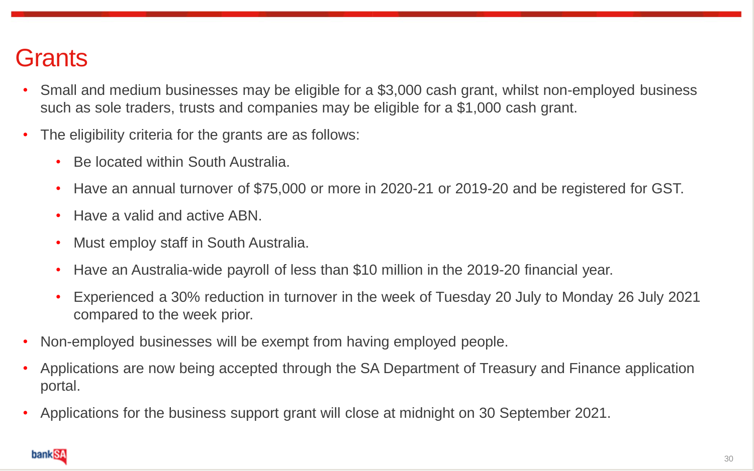# Grants

- Small and medium businesses may be eligible for a $3,000 cash grant, whilst non-employed business such as sole traders, trusts and companies may be eligible for a $1,000 cash grant.
- The eligibility criteria for the grants are as follows:
  - Be located within South Australia.
  - Have an annual turnover of $75,000 or more in 2020-21 or 2019-20 and be registered for GST.
  - Have a valid and active ABN.
  - Must employ staff in South Australia.
  - Have an Australia-wide payroll of less than $10 million in the 2019-20 financial year.
  - Experienced a 30% reduction in turnover in the week of Tuesday 20 July to Monday 26 July 2021 compared to the week prior.
- Non-employed businesses will be exempt from having employed people.
- Applications are now being accepted through the SA Department of Treasury and Finance application portal.
- Applications for the business support grant will close at midnight on 30 September 2021.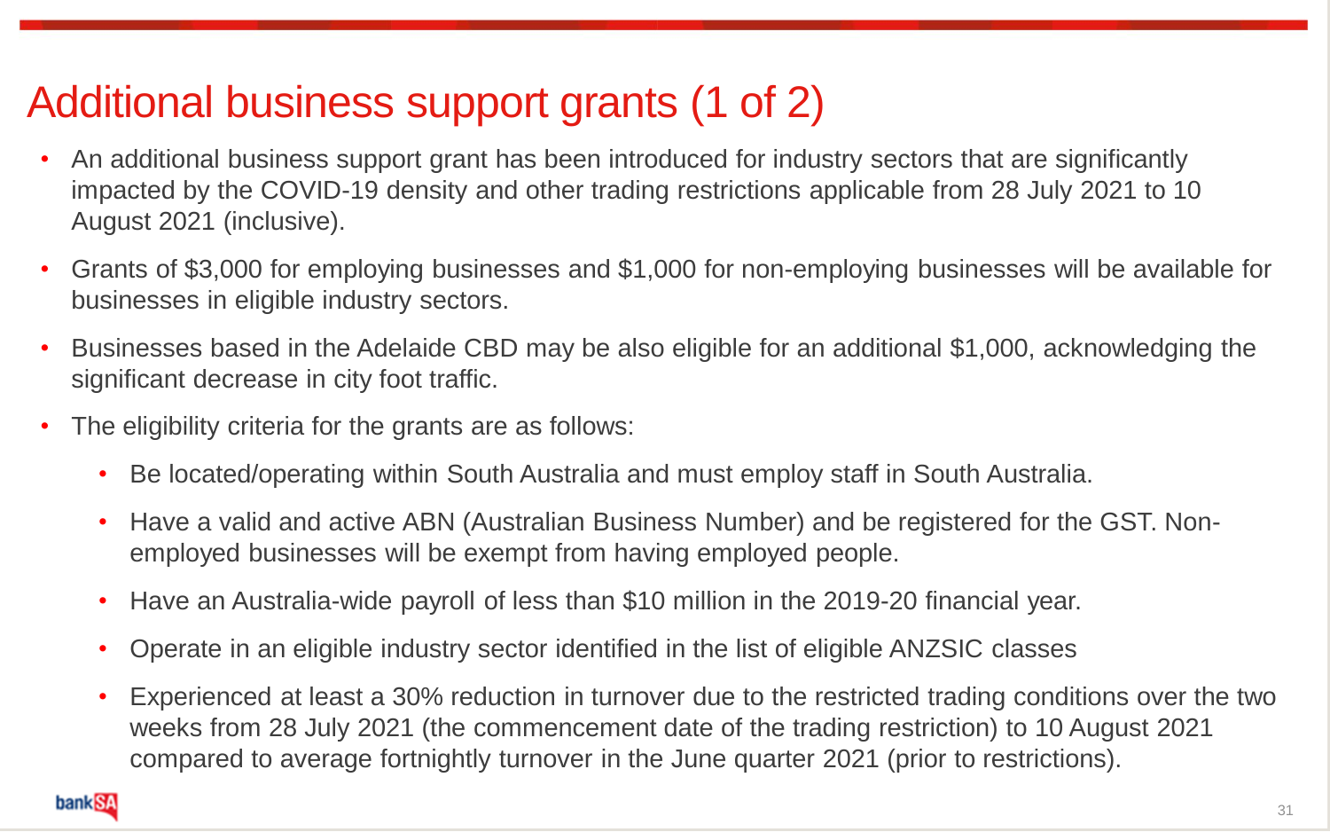# Additional business support grants (1 of 2)

- An additional business support grant has been introduced for industry sectors that are significantly impacted by the COVID-19 density and other trading restrictions applicable from 28 July 2021 to 10 August 2021 (inclusive).
- Grants of $3,000 for employing businesses and $1,000 for non-employing businesses will be available for businesses in eligible industry sectors.
- Businesses based in the Adelaide CBD may be also eligible for an additional $1,000, acknowledging the significant decrease in city foot traffic.
- The eligibility criteria for the grants are as follows:
  - Be located/operating within South Australia and must employ staff in South Australia.
  - Have a valid and active ABN (Australian Business Number) and be registered for the GST. Non-employed businesses will be exempt from having employed people.
  - Have an Australia-wide payroll of less than $10 million in the 2019-20 financial year.
  - Operate in an eligible industry sector identified in the list of eligible ANZSIC classes
  - Experienced at least a 30% reduction in turnover due to the restricted trading conditions over the two weeks from 28 July 2021 (the commencement date of the trading restriction) to 10 August 2021 compared to average fortnightly turnover in the June quarter 2021 (prior to restrictions).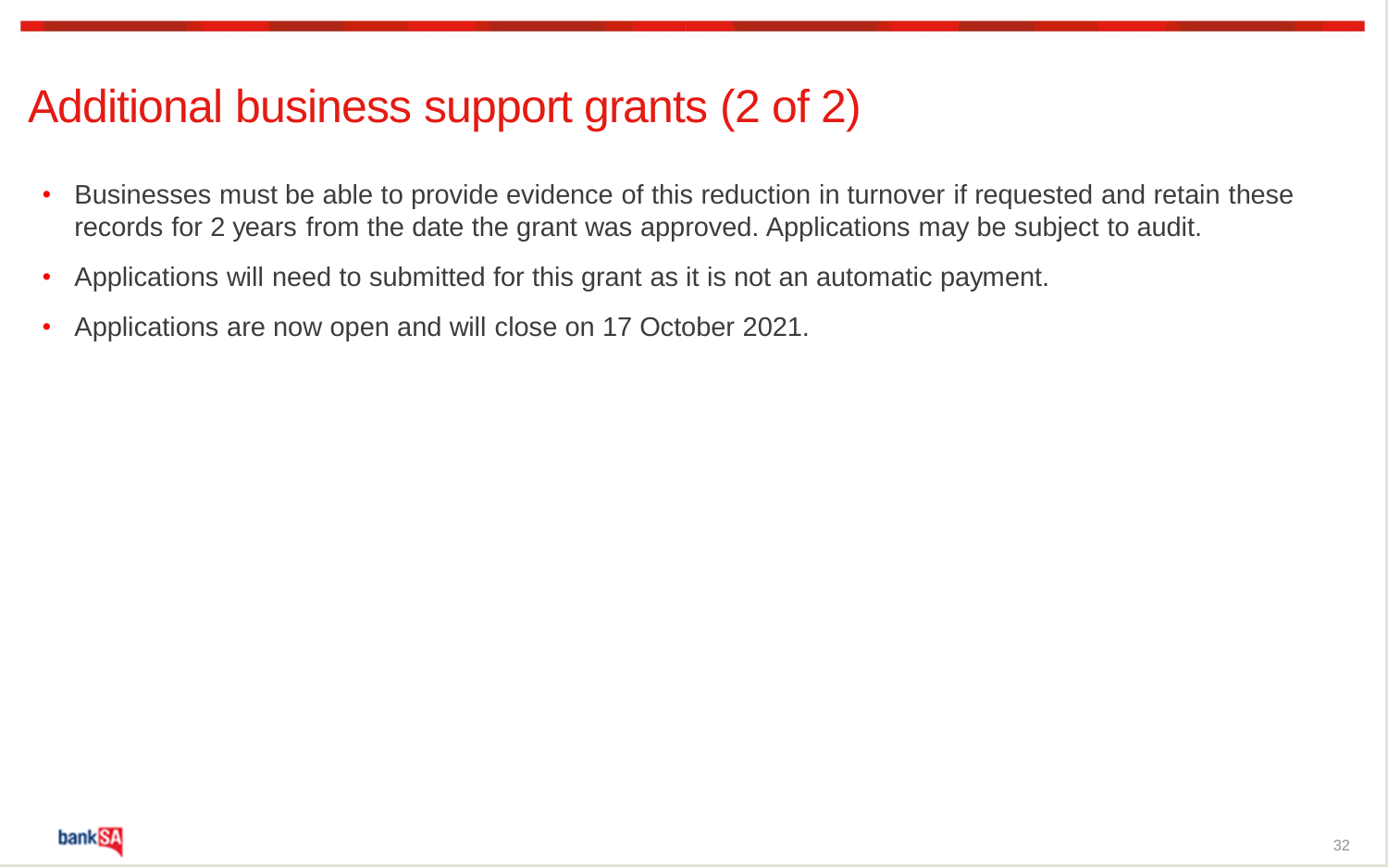# Additional business support grants (2 of 2)

- Businesses must be able to provide evidence of this reduction in turnover if requested and retain these records for 2 years from the date the grant was approved. Applications may be subject to audit.
- Applications will need to submitted for this grant as it is not an automatic payment.
- Applications are now open and will close on 17 October 2021.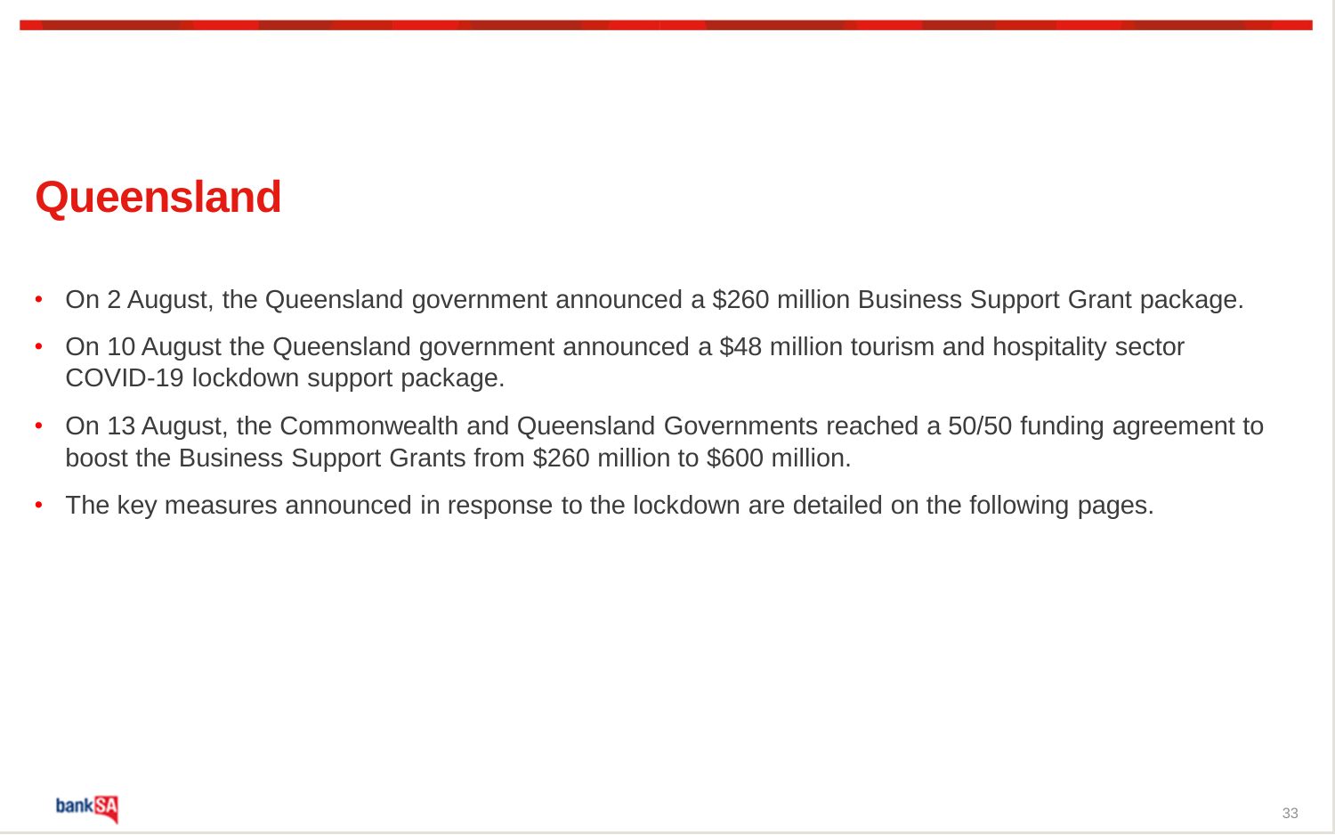# Queensland

- On 2 August, the Queensland government announced a $260 million Business Support Grant package.
- On 10 August the Queensland government announced a $48 million tourism and hospitality sector COVID-19 lockdown support package.
- On 13 August, the Commonwealth and Queensland Governments reached a 50/50 funding agreement to boost the Business Support Grants from $260 million to $600 million.
- The key measures announced in response to the lockdown are detailed on the following pages.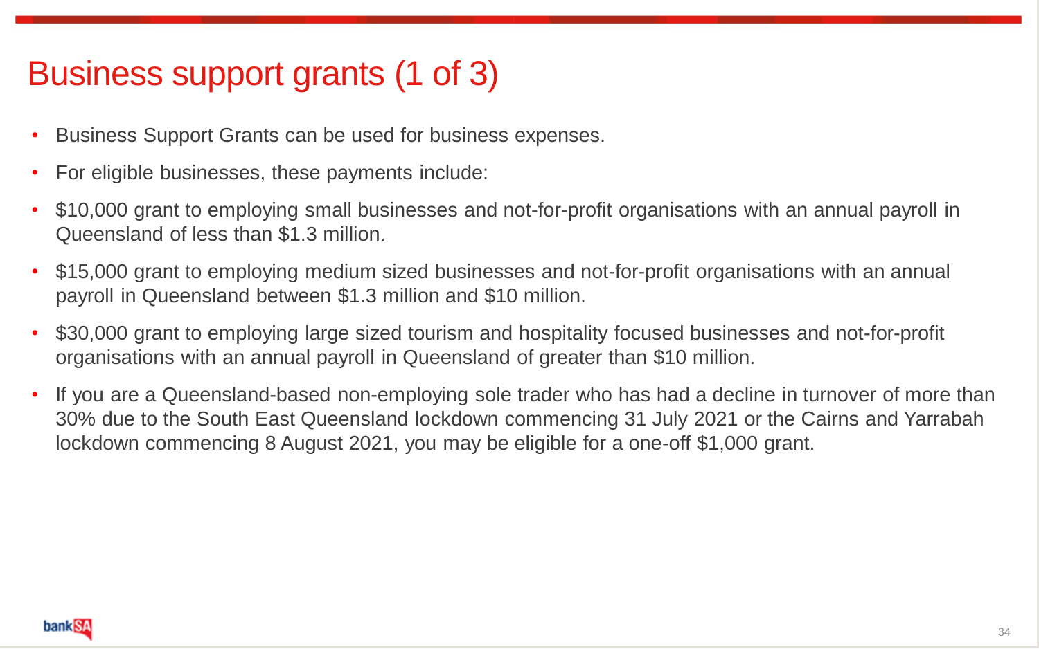# Business support grants (1 of 3)

- Business Support Grants can be used for business expenses.
- For eligible businesses, these payments include:
- $10,000 grant to employing small businesses and not-for-profit organisations with an annual payroll in Queensland of less than $1.3 million.
- $15,000 grant to employing medium sized businesses and not-for-profit organisations with an annual payroll in Queensland between $1.3 million and $10 million.
- $30,000 grant to employing large sized tourism and hospitality focused businesses and not-for-profit organisations with an annual payroll in Queensland of greater than $10 million.
- If you are a Queensland-based non-employing sole trader who has had a decline in turnover of more than 30% due to the South East Queensland lockdown commencing 31 July 2021 or the Cairns and Yarrabah lockdown commencing 8 August 2021, you may be eligible for a one-off $1,000 grant.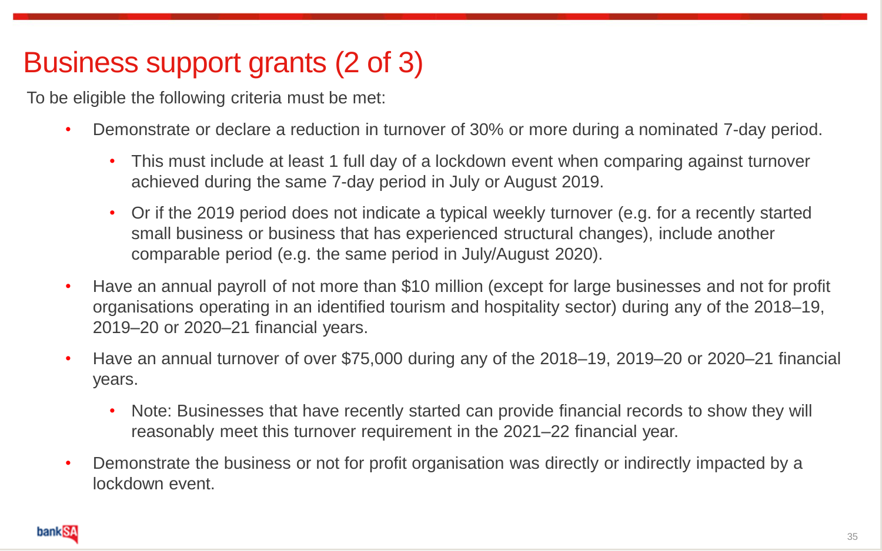# Business support grants (2 of 3)

To be eligible the following criteria must be met:

- Demonstrate or declare a reduction in turnover of 30% or more during a nominated 7-day period.
  - This must include at least 1 full day of a lockdown event when comparing against turnover achieved during the same 7-day period in July or August 2019.
  - Or if the 2019 period does not indicate a typical weekly turnover (e.g. for a recently started small business or business that has experienced structural changes), include another comparable period (e.g. the same period in July/August 2020).
- Have an annual payroll of not more than $10 million (except for large businesses and not for profit organisations operating in an identified tourism and hospitality sector) during any of the 2018–19, 2019–20 or 2020–21 financial years.
- Have an annual turnover of over $75,000 during any of the 2018–19, 2019–20 or 2020–21 financial years.
  - Note: Businesses that have recently started can provide financial records to show they will reasonably meet this turnover requirement in the 2021–22 financial year.
- Demonstrate the business or not for profit organisation was directly or indirectly impacted by a lockdown event.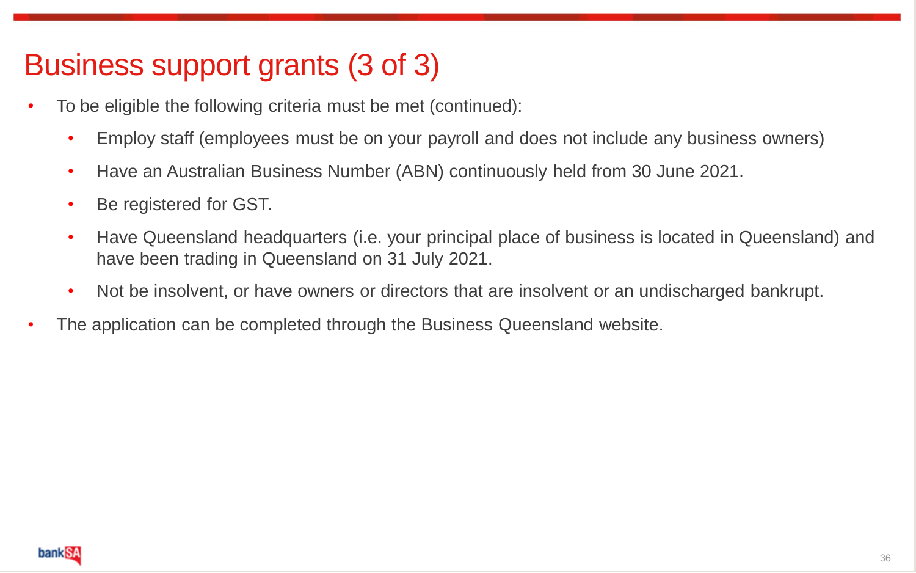# Business support grants (3 of 3)

- To be eligible the following criteria must be met (continued):
  - Employ staff (employees must be on your payroll and does not include any business owners)
  - Have an Australian Business Number (ABN) continuously held from 30 June 2021.
  - Be registered for GST.
  - Have Queensland headquarters (i.e. your principal place of business is located in Queensland) and have been trading in Queensland on 31 July 2021.
  - Not be insolvent, or have owners or directors that are insolvent or an undischarged bankrupt.
- The application can be completed through the Business Queensland website.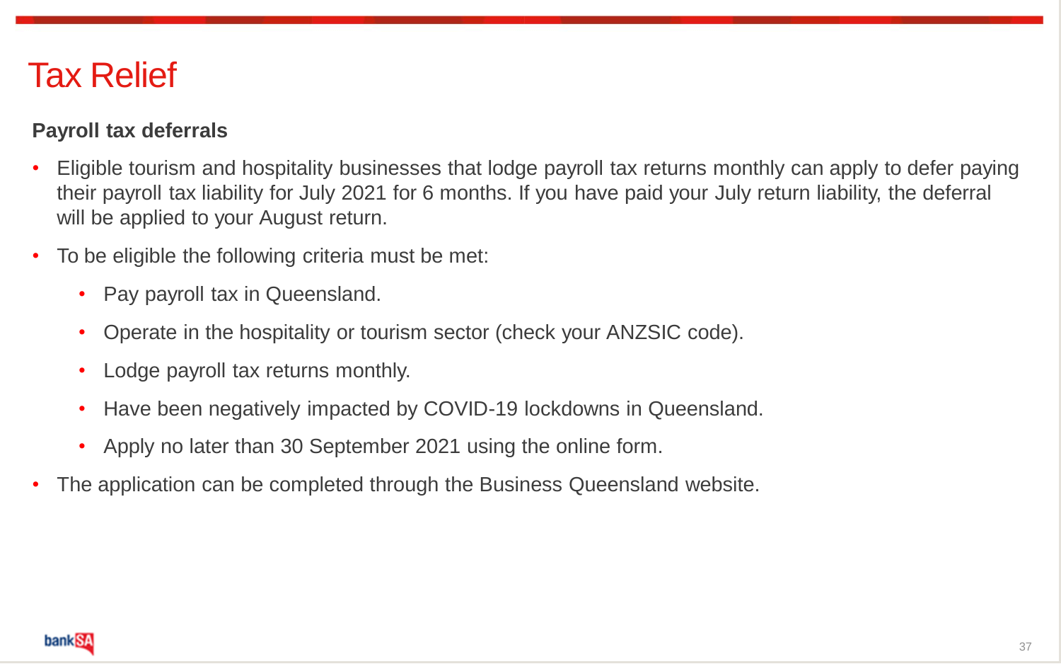# Tax Relief

**Payroll tax deferrals**

- Eligible tourism and hospitality businesses that lodge payroll tax returns monthly can apply to defer paying their payroll tax liability for July 2021 for 6 months. If you have paid your July return liability, the deferral will be applied to your August return.
- To be eligible the following criteria must be met:
  - Pay payroll tax in Queensland.
  - Operate in the hospitality or tourism sector (check your ANZSIC code).
  - Lodge payroll tax returns monthly.
  - Have been negatively impacted by COVID-19 lockdowns in Queensland.
  - Apply no later than 30 September 2021 using the online form.
- The application can be completed through the Business Queensland website.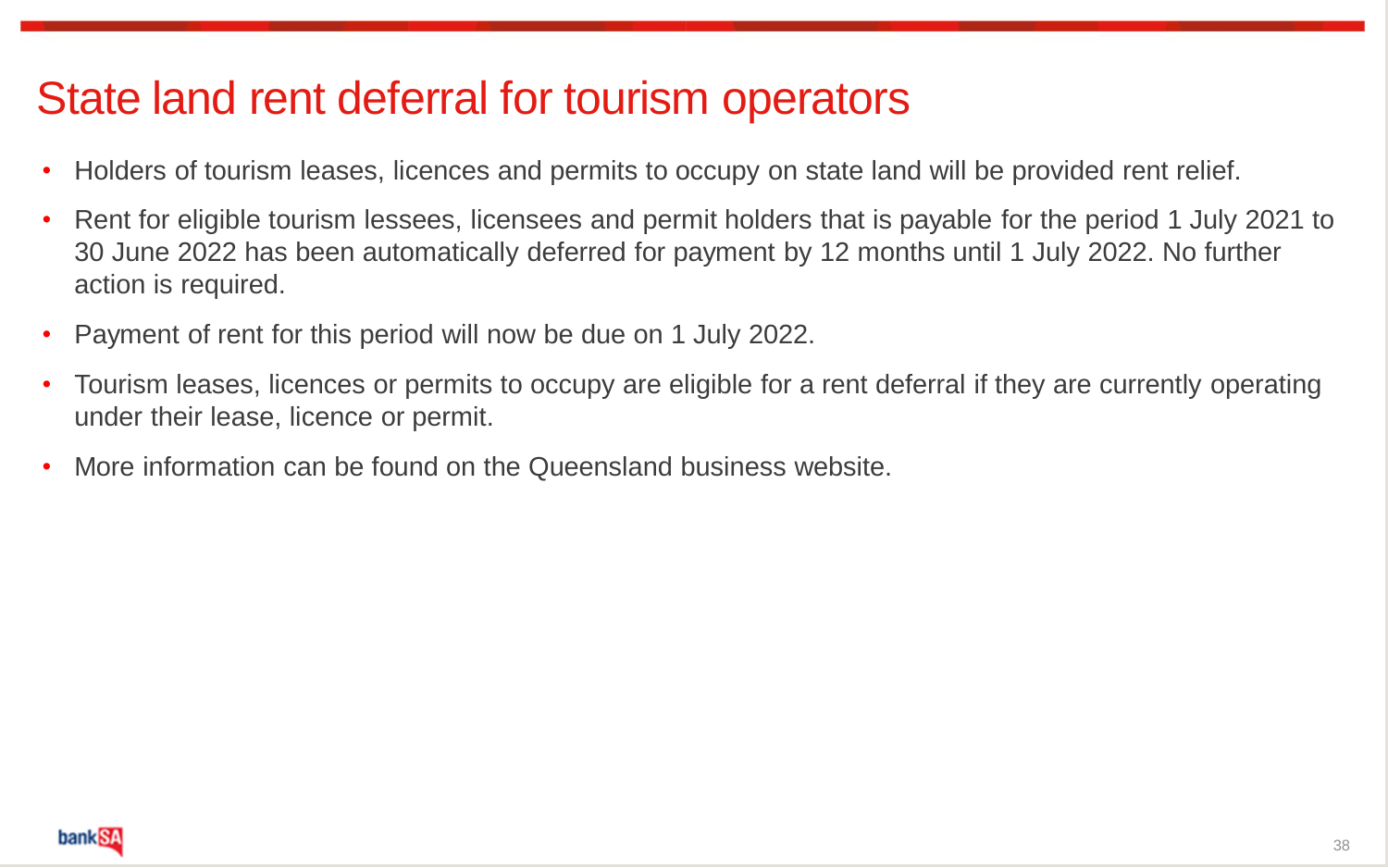# State land rent deferral for tourism operators

- Holders of tourism leases, licences and permits to occupy on state land will be provided rent relief.
- Rent for eligible tourism lessees, licensees and permit holders that is payable for the period 1 July 2021 to 30 June 2022 has been automatically deferred for payment by 12 months until 1 July 2022. No further action is required.
- Payment of rent for this period will now be due on 1 July 2022.
- Tourism leases, licences or permits to occupy are eligible for a rent deferral if they are currently operating under their lease, licence or permit.
- More information can be found on the Queensland business website.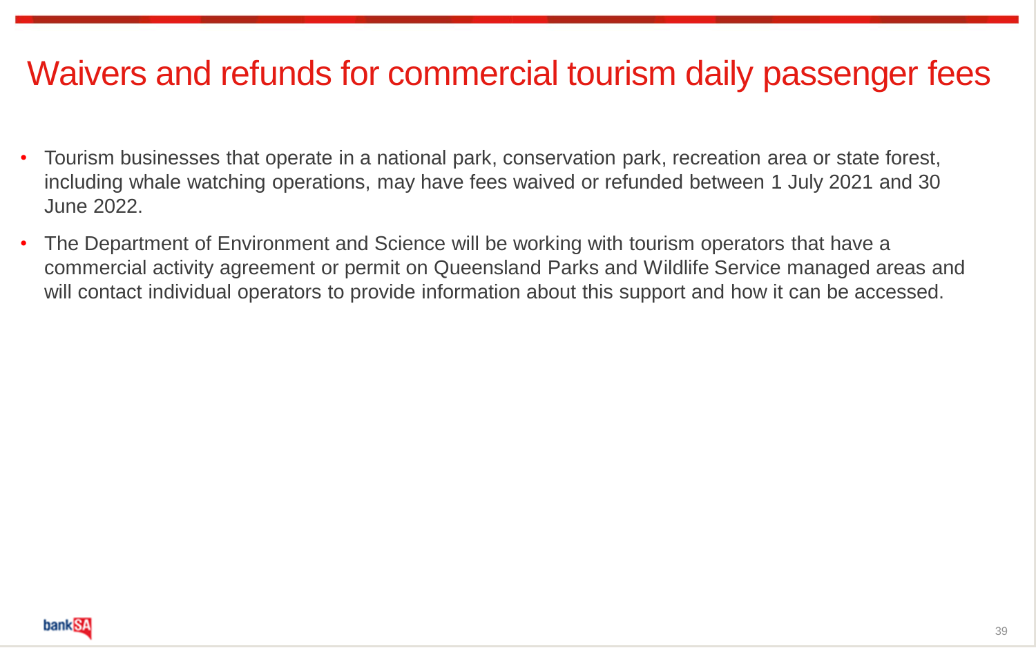# Waivers and refunds for commercial tourism daily passenger fees

- Tourism businesses that operate in a national park, conservation park, recreation area or state forest, including whale watching operations, may have fees waived or refunded between 1 July 2021 and 30 June 2022.
- The Department of Environment and Science will be working with tourism operators that have a commercial activity agreement or permit on Queensland Parks and Wildlife Service managed areas and will contact individual operators to provide information about this support and how it can be accessed.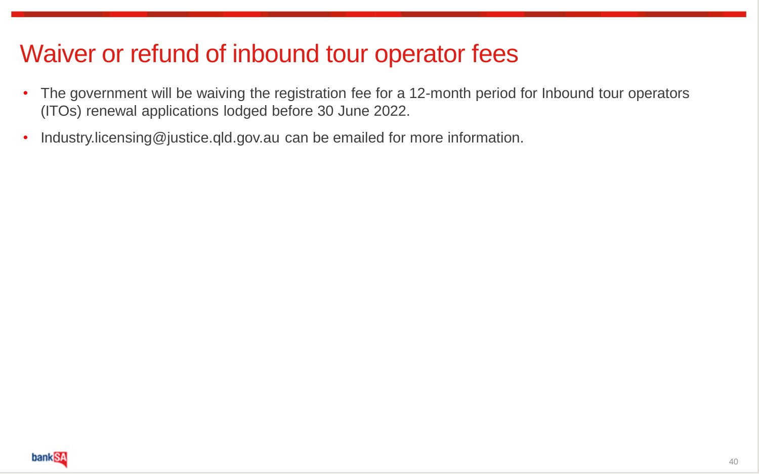# Waiver or refund of inbound tour operator fees

- The government will be waiving the registration fee for a 12-month period for Inbound tour operators (ITOs) renewal applications lodged before 30 June 2022.
- Industry.licensing@justice.qld.gov.au can be emailed for more information.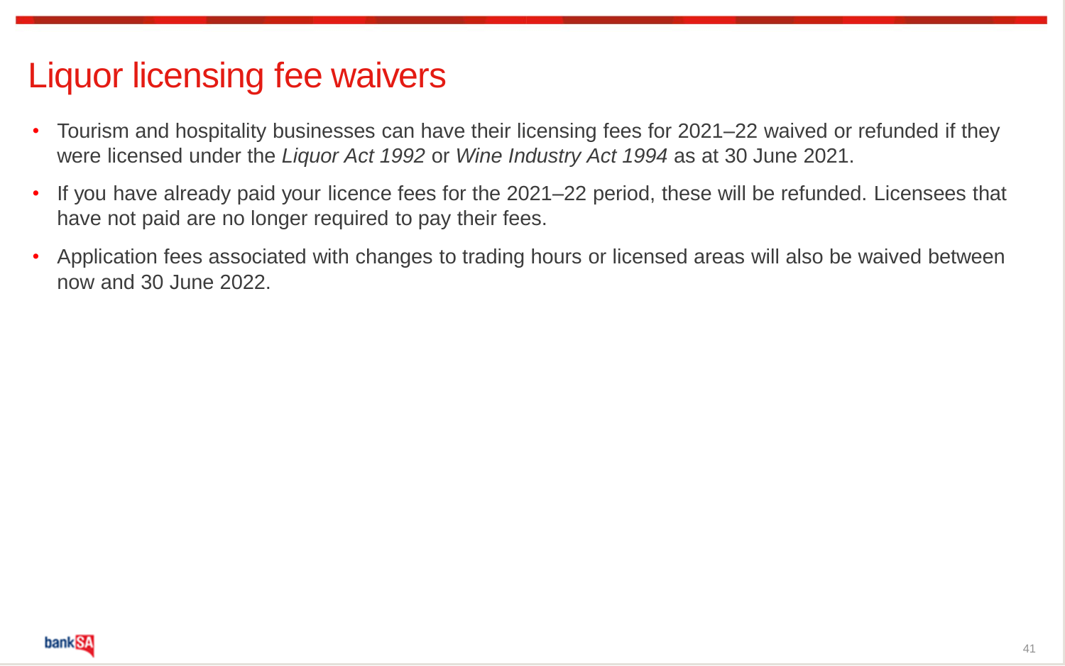# Liquor licensing fee waivers

- Tourism and hospitality businesses can have their licensing fees for 2021–22 waived or refunded if they were licensed under the *Liquor Act 1992* or *Wine Industry Act 1994* as at 30 June 2021.
- If you have already paid your licence fees for the 2021–22 period, these will be refunded. Licensees that have not paid are no longer required to pay their fees.
- Application fees associated with changes to trading hours or licensed areas will also be waived between now and 30 June 2022.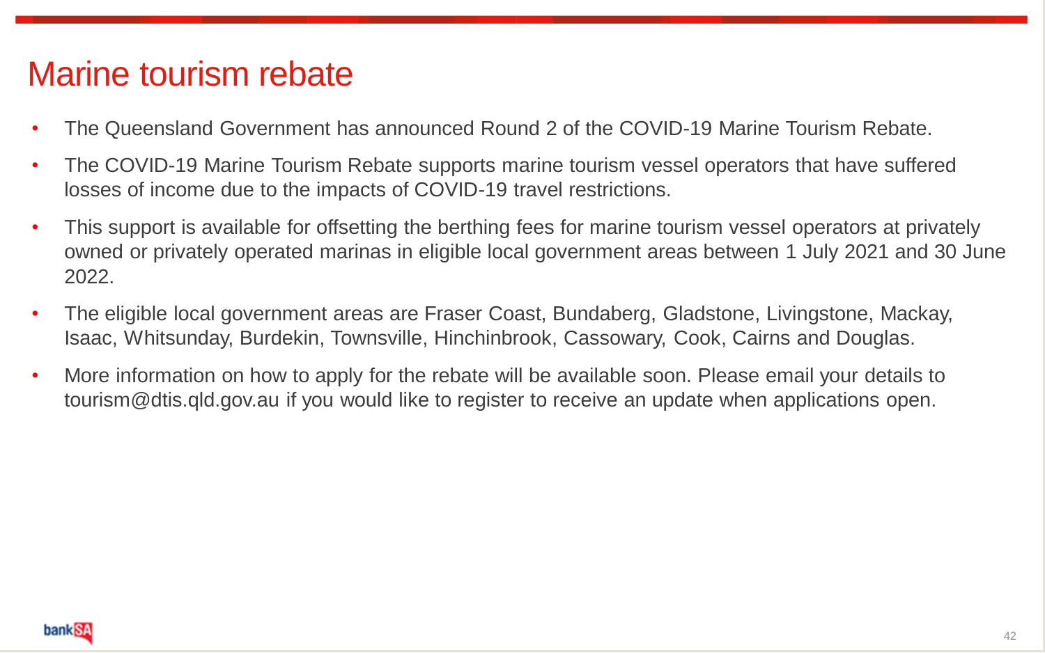# Marine tourism rebate

- The Queensland Government has announced Round 2 of the COVID-19 Marine Tourism Rebate.
- The COVID-19 Marine Tourism Rebate supports marine tourism vessel operators that have suffered losses of income due to the impacts of COVID-19 travel restrictions.
- This support is available for offsetting the berthing fees for marine tourism vessel operators at privately owned or privately operated marinas in eligible local government areas between 1 July 2021 and 30 June 2022.
- The eligible local government areas are Fraser Coast, Bundaberg, Gladstone, Livingstone, Mackay, Isaac, Whitsunday, Burdekin, Townsville, Hinchinbrook, Cassowary, Cook, Cairns and Douglas.
- More information on how to apply for the rebate will be available soon. Please email your details to tourism@dtis.qld.gov.au if you would like to register to receive an update when applications open.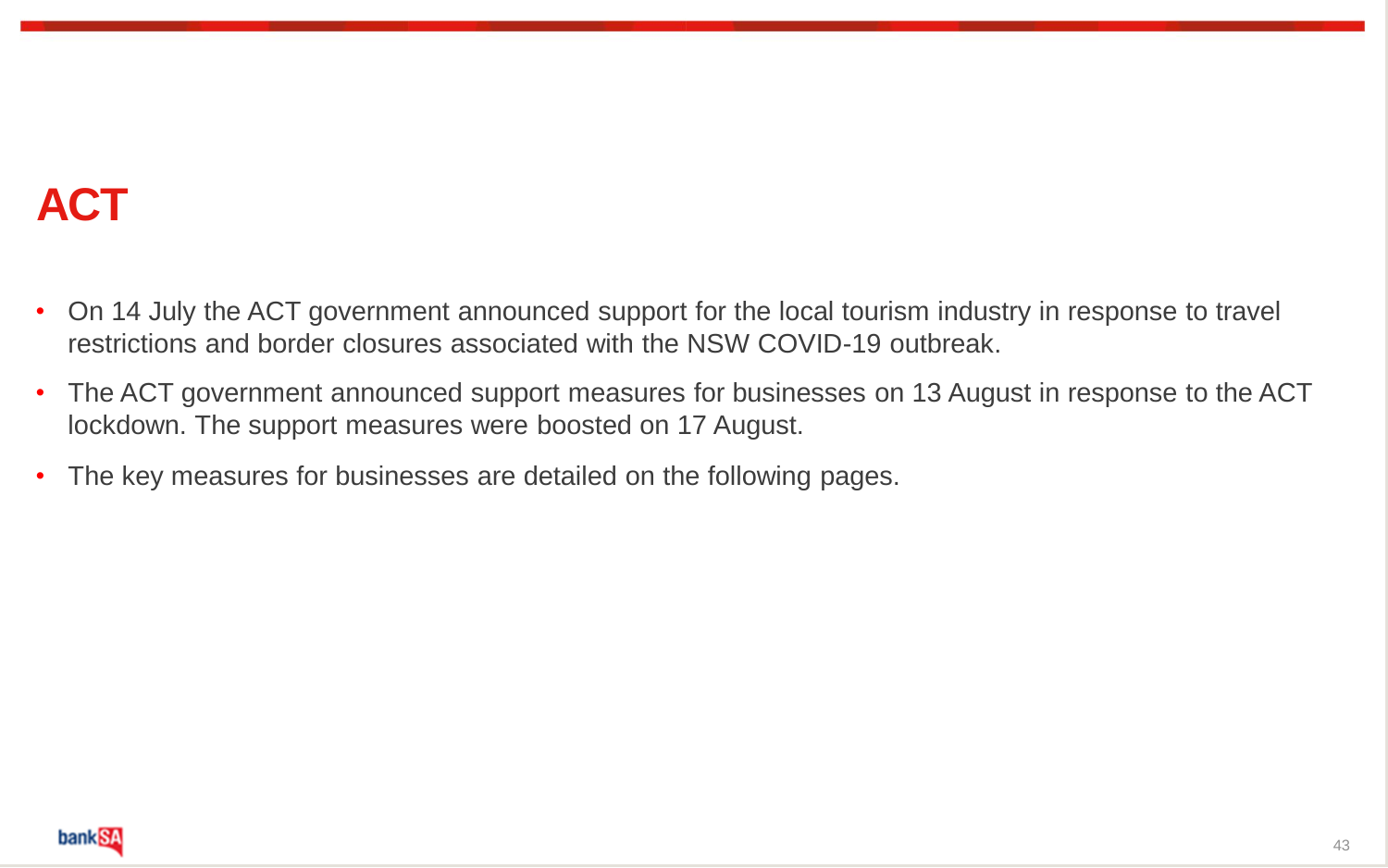# ACT

- On 14 July the ACT government announced support for the local tourism industry in response to travel restrictions and border closures associated with the NSW COVID-19 outbreak.
- The ACT government announced support measures for businesses on 13 August in response to the ACT lockdown. The support measures were boosted on 17 August.
- The key measures for businesses are detailed on the following pages.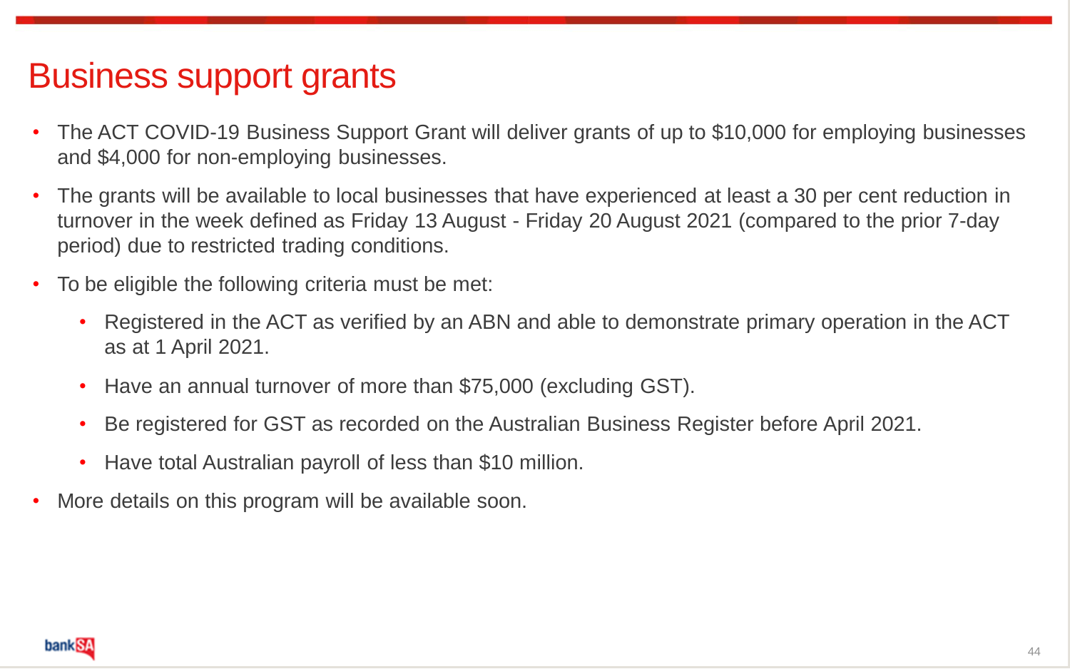# Business support grants

- The ACT COVID-19 Business Support Grant will deliver grants of up to $10,000 for employing businesses and $4,000 for non-employing businesses.
- The grants will be available to local businesses that have experienced at least a 30 per cent reduction in turnover in the week defined as Friday 13 August - Friday 20 August 2021 (compared to the prior 7-day period) due to restricted trading conditions.
- To be eligible the following criteria must be met:
  - Registered in the ACT as verified by an ABN and able to demonstrate primary operation in the ACT as at 1 April 2021.
  - Have an annual turnover of more than $75,000 (excluding GST).
  - Be registered for GST as recorded on the Australian Business Register before April 2021.
  - Have total Australian payroll of less than $10 million.
- More details on this program will be available soon.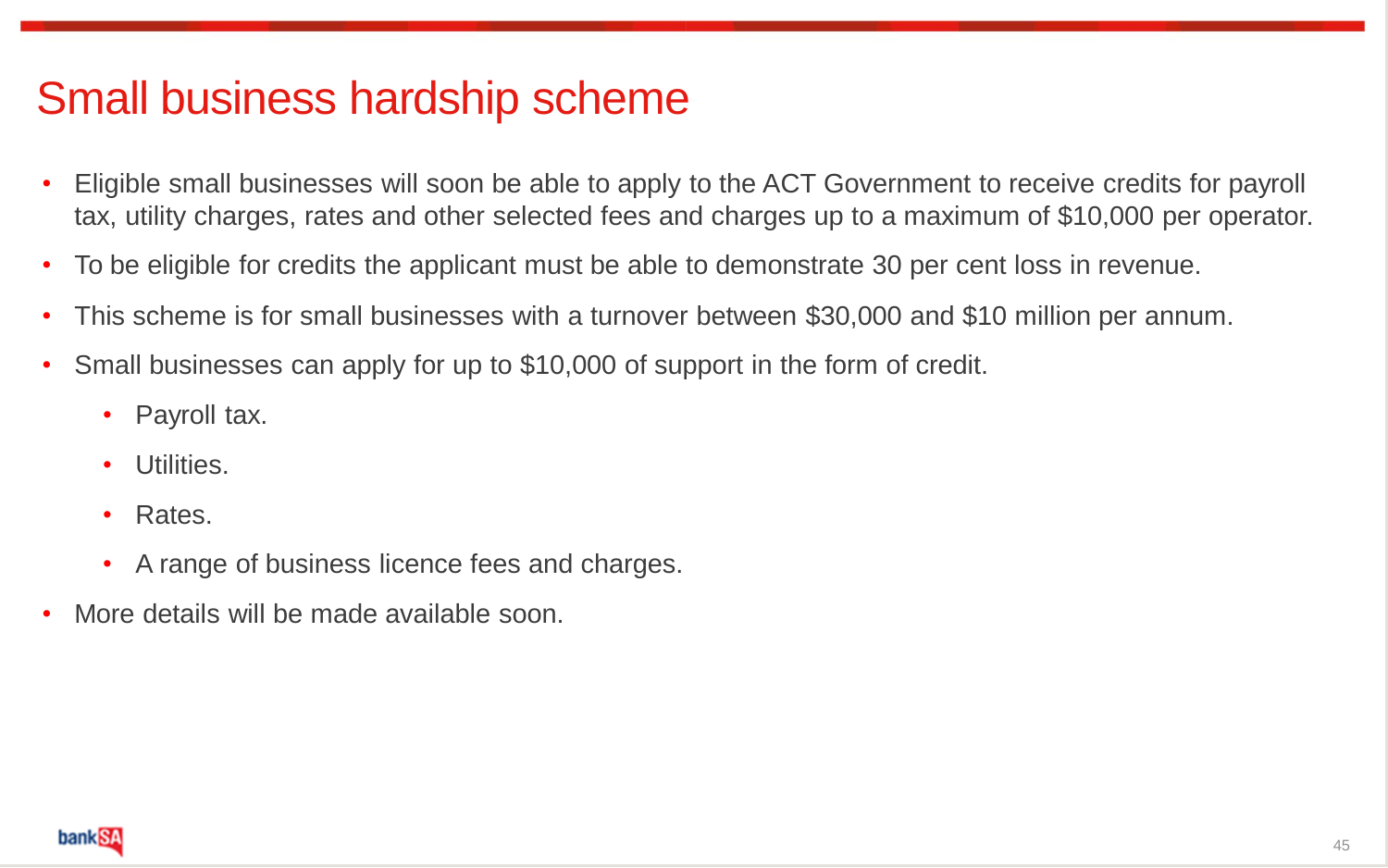# Small business hardship scheme

- Eligible small businesses will soon be able to apply to the ACT Government to receive credits for payroll tax, utility charges, rates and other selected fees and charges up to a maximum of $10,000 per operator.
- To be eligible for credits the applicant must be able to demonstrate 30 per cent loss in revenue.
- This scheme is for small businesses with a turnover between $30,000 and $10 million per annum.
- Small businesses can apply for up to $10,000 of support in the form of credit.
  - Payroll tax.
  - Utilities.
  - Rates.
  - A range of business licence fees and charges.
- More details will be made available soon.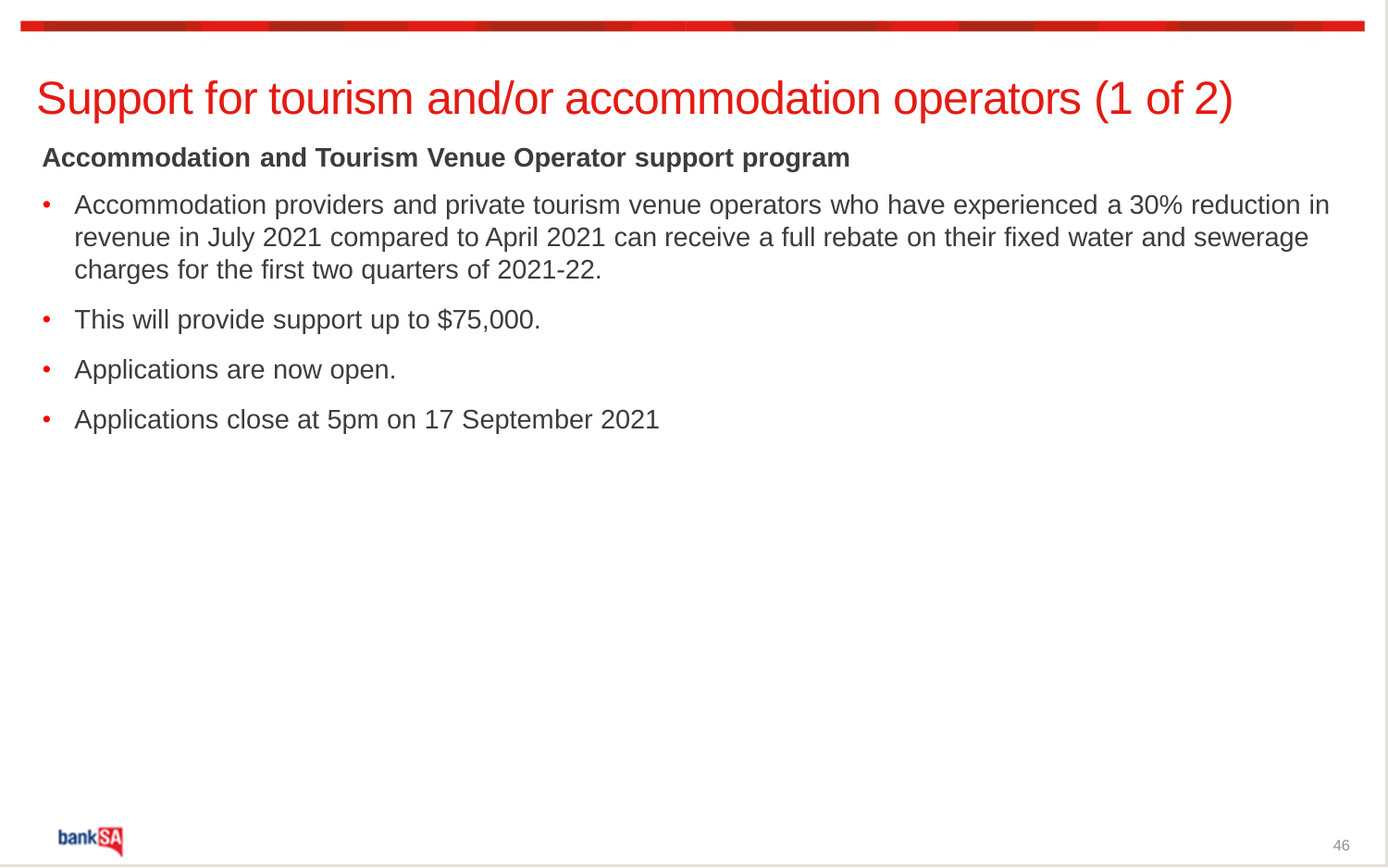# Support for tourism and/or accommodation operators (1 of 2)

**Accommodation and Tourism Venue Operator support program**

- Accommodation providers and private tourism venue operators who have experienced a 30% reduction in revenue in July 2021 compared to April 2021 can receive a full rebate on their fixed water and sewerage charges for the first two quarters of 2021-22.
- This will provide support up to $75,000.
- Applications are now open.
- Applications close at 5pm on 17 September 2021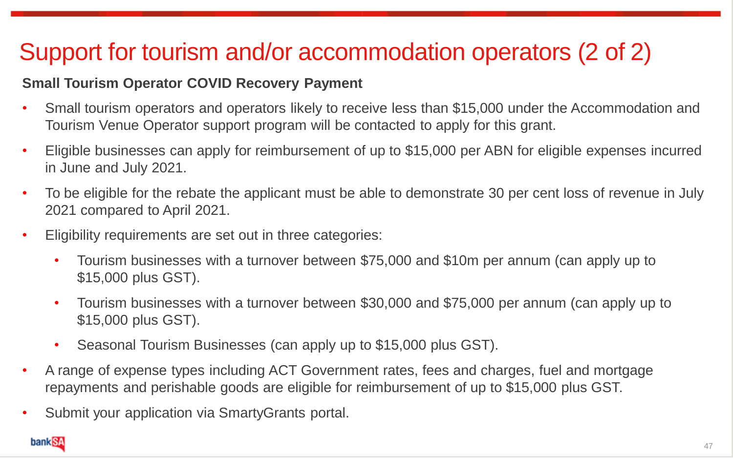# Support for tourism and/or accommodation operators (2 of 2)

**Small Tourism Operator COVID Recovery Payment**

- Small tourism operators and operators likely to receive less than $15,000 under the Accommodation and Tourism Venue Operator support program will be contacted to apply for this grant.
- Eligible businesses can apply for reimbursement of up to $15,000 per ABN for eligible expenses incurred in June and July 2021.
- To be eligible for the rebate the applicant must be able to demonstrate 30 per cent loss of revenue in July 2021 compared to April 2021.
- Eligibility requirements are set out in three categories:
  - Tourism businesses with a turnover between $75,000 and $10m per annum (can apply up to $15,000 plus GST).
  - Tourism businesses with a turnover between $30,000 and $75,000 per annum (can apply up to $15,000 plus GST).
  - Seasonal Tourism Businesses (can apply up to $15,000 plus GST).
- A range of expense types including ACT Government rates, fees and charges, fuel and mortgage repayments and perishable goods are eligible for reimbursement of up to $15,000 plus GST.
- Submit your application via SmartyGrants portal.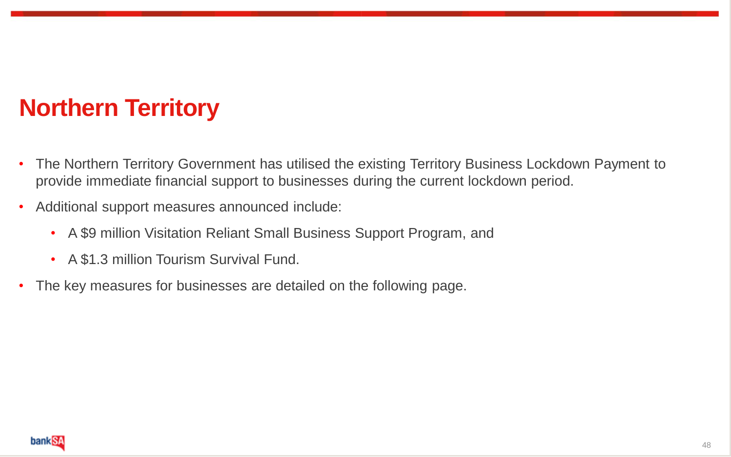# Northern Territory

- The Northern Territory Government has utilised the existing Territory Business Lockdown Payment to provide immediate financial support to businesses during the current lockdown period.
- Additional support measures announced include:
  - A $9 million Visitation Reliant Small Business Support Program, and
  - A $1.3 million Tourism Survival Fund.
- The key measures for businesses are detailed on the following page.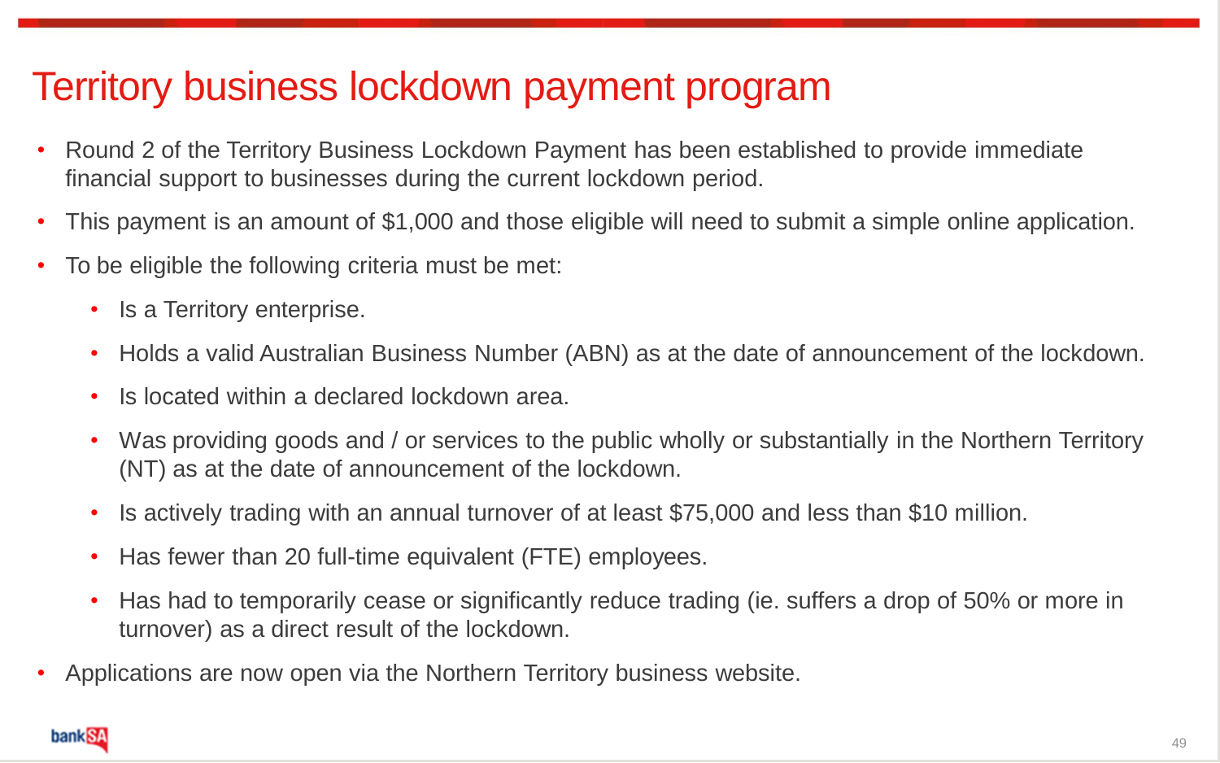# Territory business lockdown payment program

- Round 2 of the Territory Business Lockdown Payment has been established to provide immediate financial support to businesses during the current lockdown period.
- This payment is an amount of $1,000 and those eligible will need to submit a simple online application.
- To be eligible the following criteria must be met:
  - Is a Territory enterprise.
  - Holds a valid Australian Business Number (ABN) as at the date of announcement of the lockdown.
  - Is located within a declared lockdown area.
  - Was providing goods and / or services to the public wholly or substantially in the Northern Territory (NT) as at the date of announcement of the lockdown.
  - Is actively trading with an annual turnover of at least $75,000 and less than $10 million.
  - Has fewer than 20 full-time equivalent (FTE) employees.
  - Has had to temporarily cease or significantly reduce trading (ie. suffers a drop of 50% or more in turnover) as a direct result of the lockdown.
- Applications are now open via the Northern Territory business website.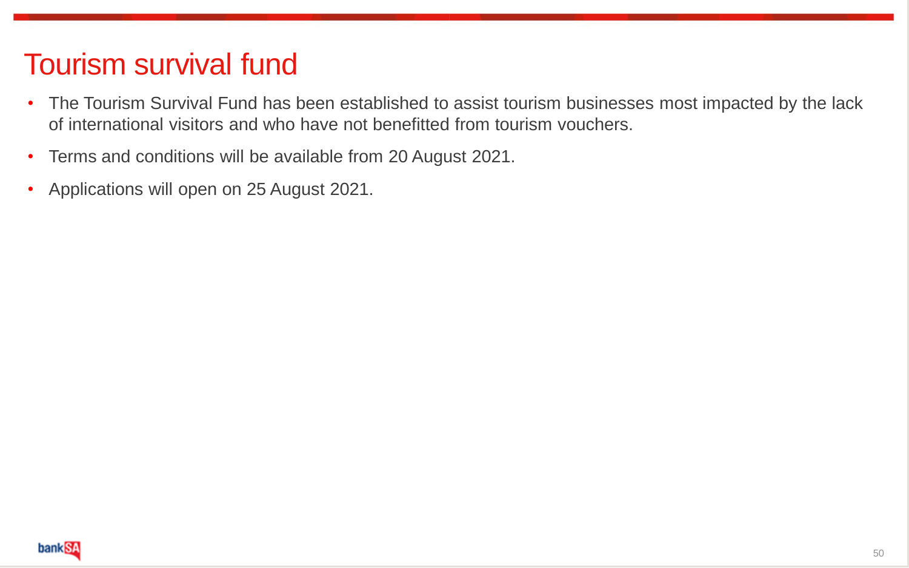# Tourism survival fund

- The Tourism Survival Fund has been established to assist tourism businesses most impacted by the lack of international visitors and who have not benefitted from tourism vouchers.
- Terms and conditions will be available from 20 August 2021.
- Applications will open on 25 August 2021.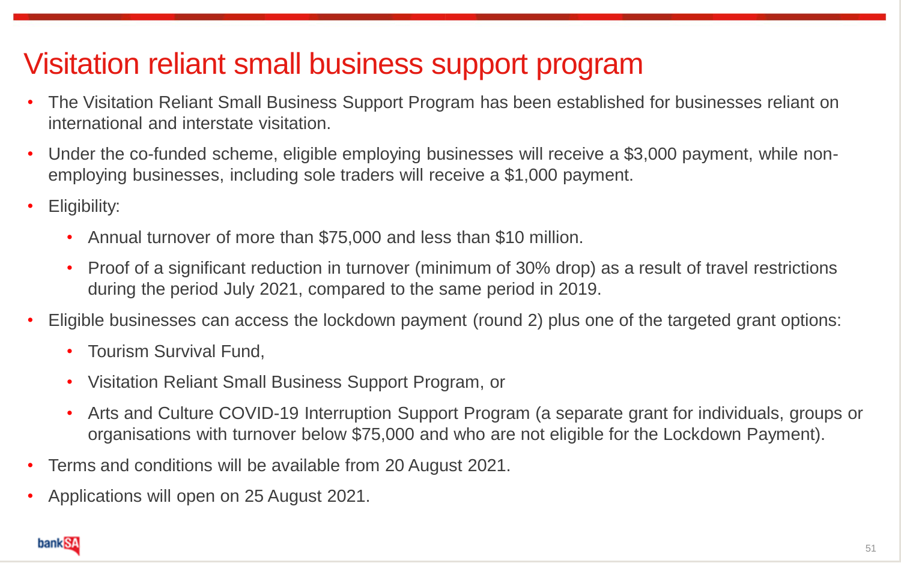# Visitation reliant small business support program

- The Visitation Reliant Small Business Support Program has been established for businesses reliant on international and interstate visitation.
- Under the co-funded scheme, eligible employing businesses will receive a $3,000 payment, while non-employing businesses, including sole traders will receive a $1,000 payment.
- Eligibility:
  - Annual turnover of more than $75,000 and less than $10 million.
  - Proof of a significant reduction in turnover (minimum of 30% drop) as a result of travel restrictions during the period July 2021, compared to the same period in 2019.
- Eligible businesses can access the lockdown payment (round 2) plus one of the targeted grant options:
  - Tourism Survival Fund,
  - Visitation Reliant Small Business Support Program, or
  - Arts and Culture COVID-19 Interruption Support Program (a separate grant for individuals, groups or organisations with turnover below $75,000 and who are not eligible for the Lockdown Payment).
- Terms and conditions will be available from 20 August 2021.
- Applications will open on 25 August 2021.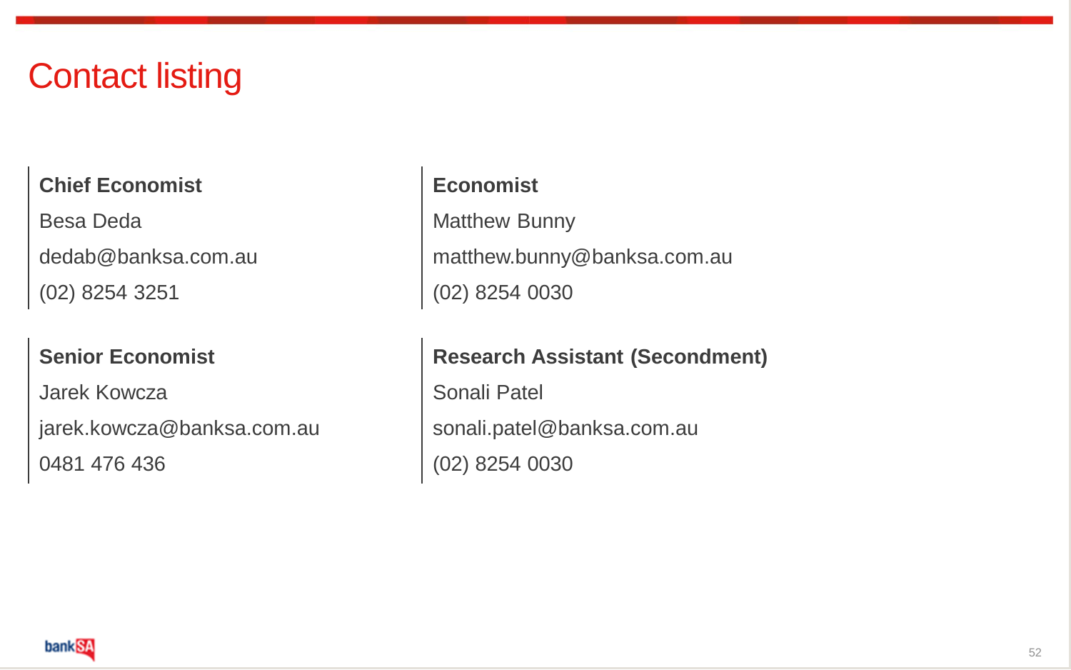# Contact listing

**Chief Economist**

Besa Deda

dedab@banksa.com.au

(02) 8254 3251

**Senior Economist**

Jarek Kowcza

jarek.kowcza@banksa.com.au

0481 476 436

**Economist**

Matthew Bunny

matthew.bunny@banksa.com.au

(02) 8254 0030

**Research Assistant (Secondment)**

Sonali Patel

sonali.patel@banksa.com.au

(02) 8254 0030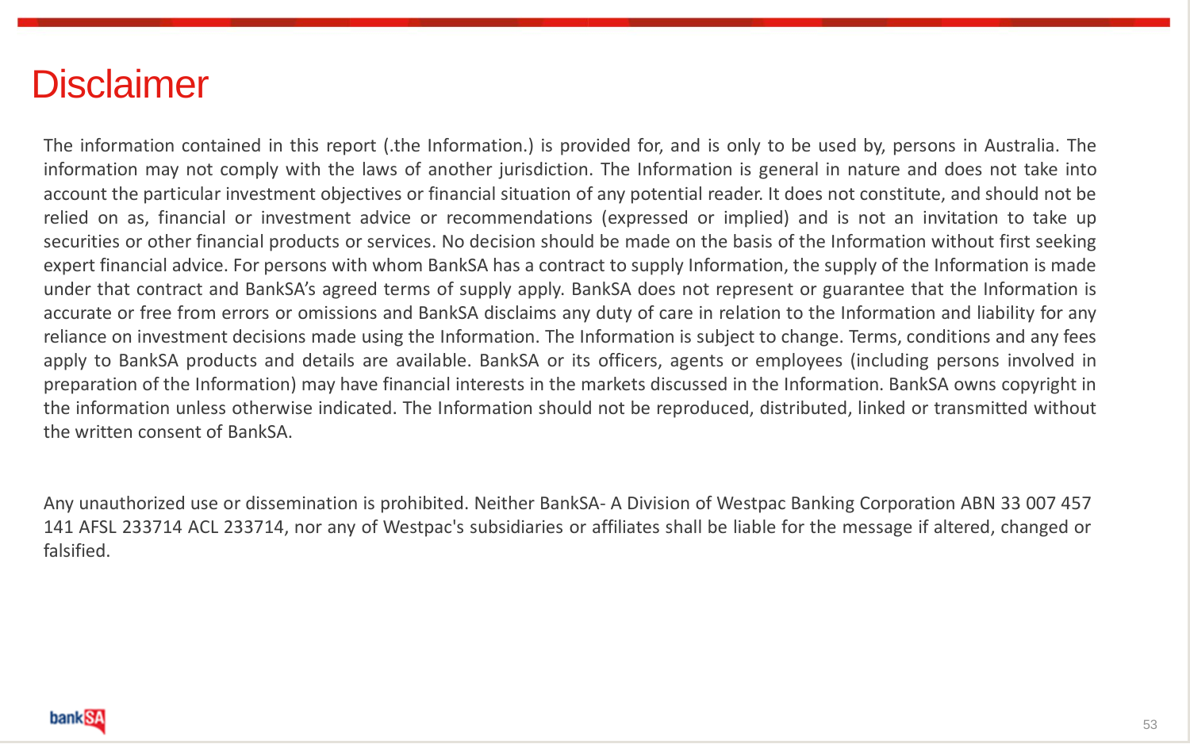# Disclaimer

The information contained in this report (.the Information.) is provided for, and is only to be used by, persons in Australia. The information may not comply with the laws of another jurisdiction. The Information is general in nature and does not take into account the particular investment objectives or financial situation of any potential reader. It does not constitute, and should not be relied on as, financial or investment advice or recommendations (expressed or implied) and is not an invitation to take up securities or other financial products or services. No decision should be made on the basis of the Information without first seeking expert financial advice. For persons with whom BankSA has a contract to supply Information, the supply of the Information is made under that contract and BankSA's agreed terms of supply apply. BankSA does not represent or guarantee that the Information is accurate or free from errors or omissions and BankSA disclaims any duty of care in relation to the Information and liability for any reliance on investment decisions made using the Information. The Information is subject to change. Terms, conditions and any fees apply to BankSA products and details are available. BankSA or its officers, agents or employees (including persons involved in preparation of the Information) may have financial interests in the markets discussed in the Information. BankSA owns copyright in the information unless otherwise indicated. The Information should not be reproduced, distributed, linked or transmitted without the written consent of BankSA.

Any unauthorized use or dissemination is prohibited. Neither BankSA- A Division of Westpac Banking Corporation ABN 33 007 457 141 AFSL 233714 ACL 233714, nor any of Westpac's subsidiaries or affiliates shall be liable for the message if altered, changed or falsified.